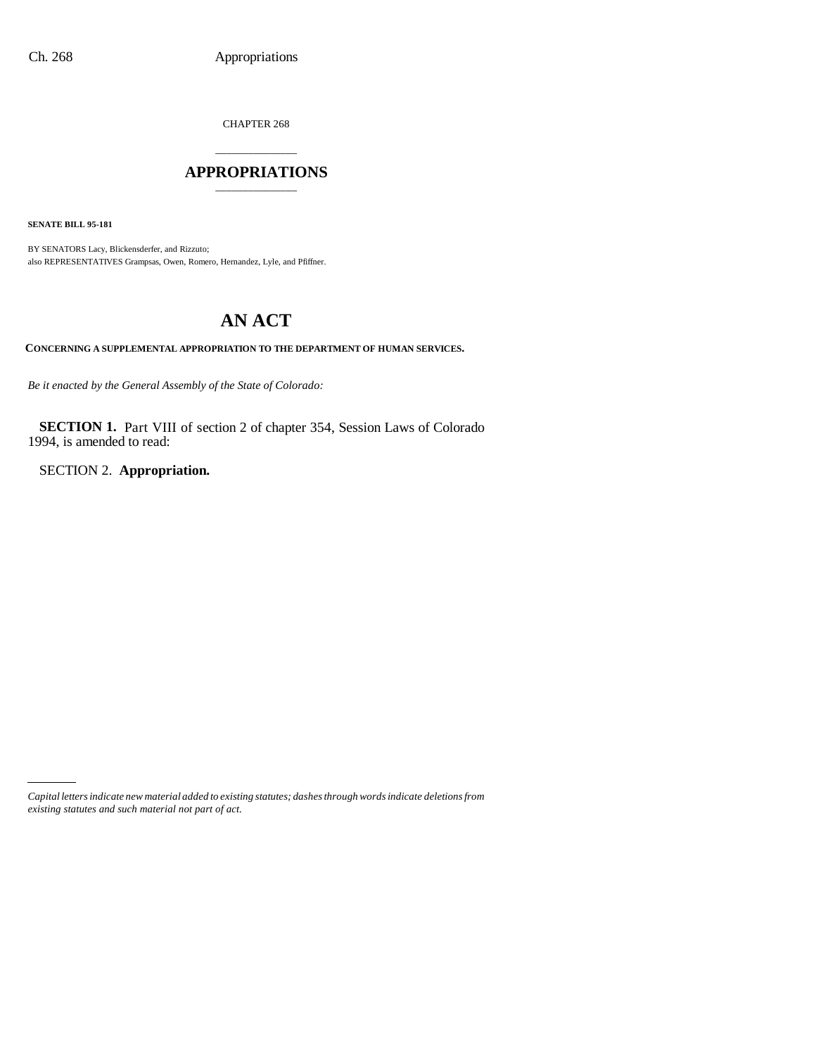CHAPTER 268

# APPROPRIATIONS

**SENATE BILL 95-181**

BY SENATORS Lacy, Blickensderfer, and Rizzuto;
also REPRESENTATIVES Grampsas, Owen, Romero, Hernandez, Lyle, and Pfiffner.

# AN ACT

**CONCERNING A SUPPLEMENTAL APPROPRIATION TO THE DEPARTMENT OF HUMAN SERVICES.**

*Be it enacted by the General Assembly of the State of Colorado:*

**SECTION 1.** Part VIII of section 2 of chapter 354, Session Laws of Colorado 1994, is amended to read:

SECTION 2. **Appropriation.**

---

*Capital letters indicate new material added to existing statutes; dashes through words indicate deletions from existing statutes and such material not part of act.*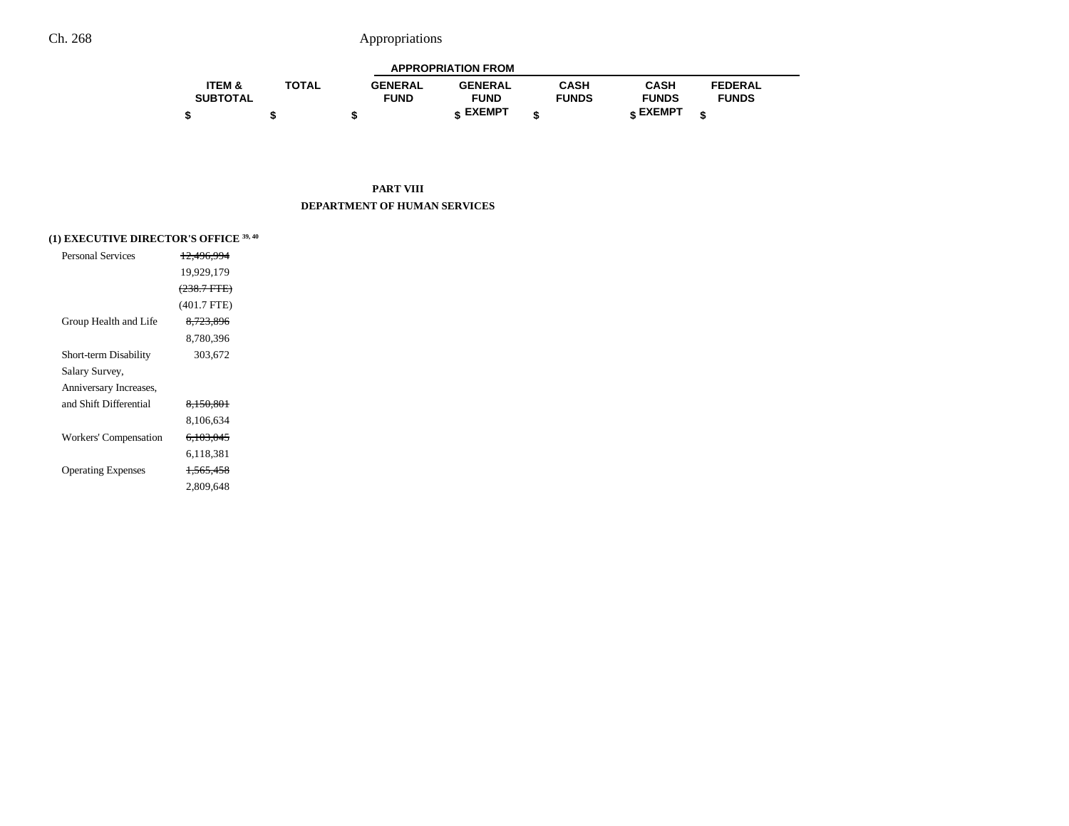## PART VIII

## DEPARTMENT OF HUMAN SERVICES

| | ITEM & SUBTOTAL | TOTAL | GENERAL FUND | GENERAL FUND EXEMPT | CASH FUNDS | CASH FUNDS EXEMPT | FEDERAL FUNDS |
|---|---|---|---|---|---|---|---|
| | $ | $ | $ | $ | $ | $ | $ |
| **(1) EXECUTIVE DIRECTOR'S OFFICE** [39, 40] | | | | | | | |
| Personal Services | ~~12,496,994~~ | | | | | | |
| | 19,929,179 | | | | | | |
| | ~~(238.7 FTE)~~ | | | | | | |
| | (401.7 FTE) | | | | | | |
| Group Health and Life | ~~8,723,896~~ | | | | | | |
| | 8,780,396 | | | | | | |
| Short-term Disability | 303,672 | | | | | | |
| Salary Survey, Anniversary Increases, and Shift Differential | ~~8,150,801~~ | | | | | | |
| | 8,106,634 | | | | | | |
| Workers' Compensation | ~~6,103,045~~ | | | | | | |
| | 6,118,381 | | | | | | |
| Operating Expenses | ~~1,565,458~~ | | | | | | |
| | 2,809,648 | | | | | | |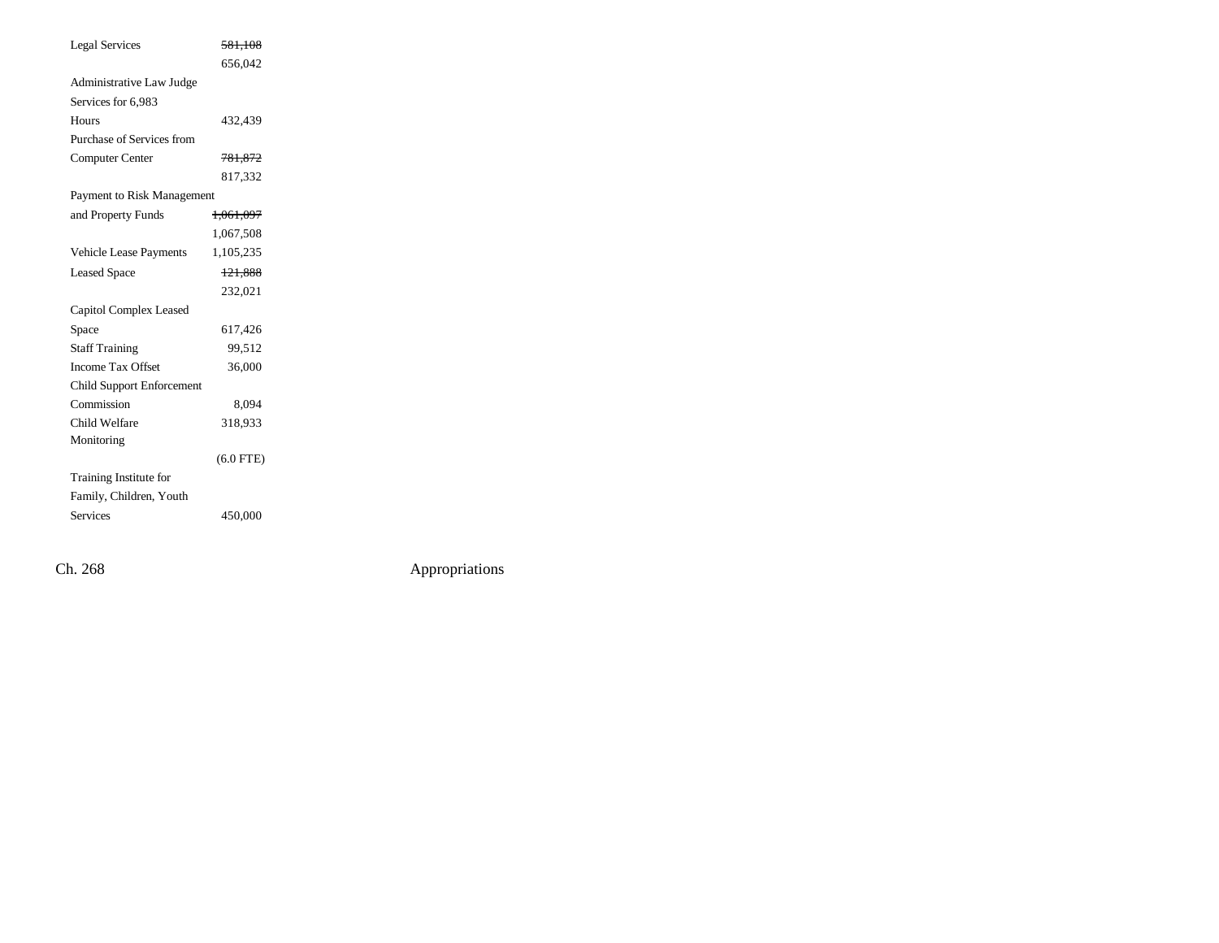| | |
|---|---|
| Legal Services | ~~581,108~~ |
| | 656,042 |
| Administrative Law Judge Services for 6,983 Hours | 432,439 |
| Purchase of Services from Computer Center | ~~781,872~~ |
| | 817,332 |
| Payment to Risk Management and Property Funds | ~~1,061,097~~ |
| | 1,067,508 |
| Vehicle Lease Payments | 1,105,235 |
| Leased Space | ~~121,888~~ |
| | 232,021 |
| Capitol Complex Leased Space | 617,426 |
| Staff Training | 99,512 |
| Income Tax Offset | 36,000 |
| Child Support Enforcement Commission | 8,094 |
| Child Welfare Monitoring | 318,933 |
| | (6.0 FTE) |
| Training Institute for Family, Children, Youth Services | 450,000 |

Ch. 268 Appropriations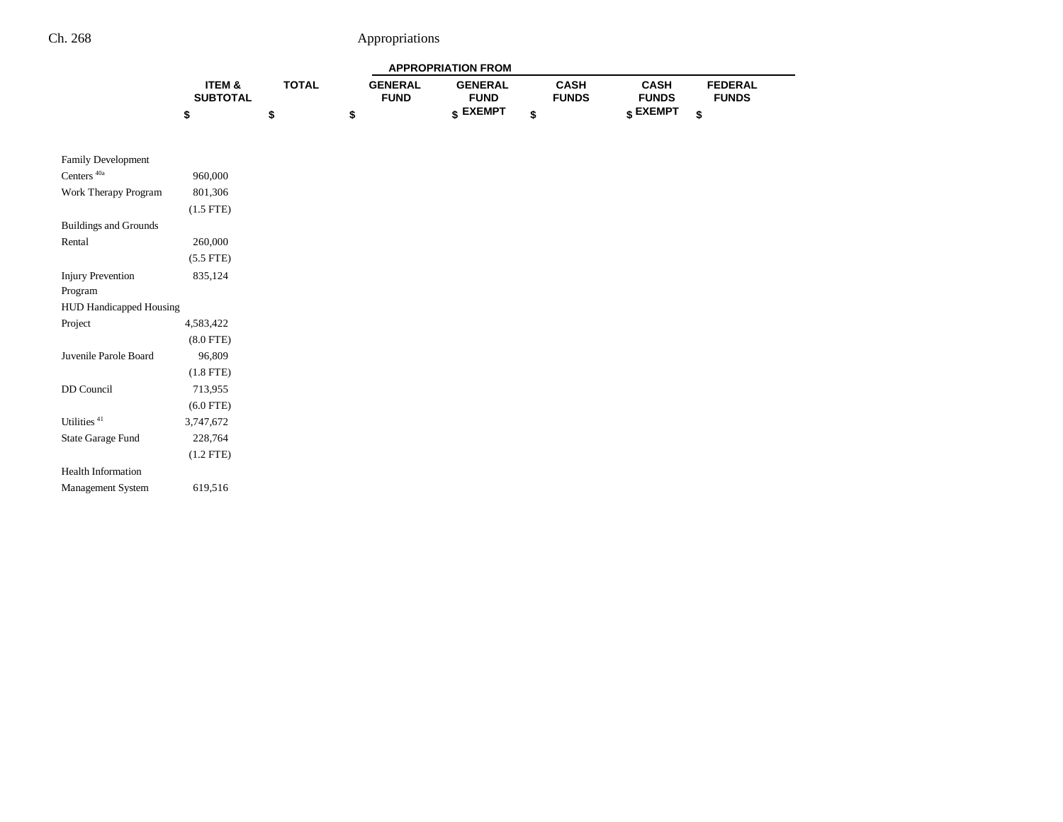| | ITEM & SUBTOTAL | TOTAL | APPROPRIATION FROM | | | | |
|---|---|---|---|---|---|---|---|
| | | | GENERAL FUND | GENERAL FUND EXEMPT | CASH FUNDS | CASH FUNDS EXEMPT | FEDERAL FUNDS |
| | $ | $ | $ | $ | $ | $ | $ |
| Family Development Centers [40a] | 960,000 | | | | | | |
| Work Therapy Program | 801,306 | | | | | | |
| | (1.5 FTE) | | | | | | |
| Buildings and Grounds Rental | 260,000 | | | | | | |
| | (5.5 FTE) | | | | | | |
| Injury Prevention Program | 835,124 | | | | | | |
| HUD Handicapped Housing Project | 4,583,422 | | | | | | |
| | (8.0 FTE) | | | | | | |
| Juvenile Parole Board | 96,809 | | | | | | |
| | (1.8 FTE) | | | | | | |
| DD Council | 713,955 | | | | | | |
| | (6.0 FTE) | | | | | | |
| Utilities [41] | 3,747,672 | | | | | | |
| State Garage Fund | 228,764 | | | | | | |
| | (1.2 FTE) | | | | | | |
| Health Information Management System | 619,516 | | | | | | |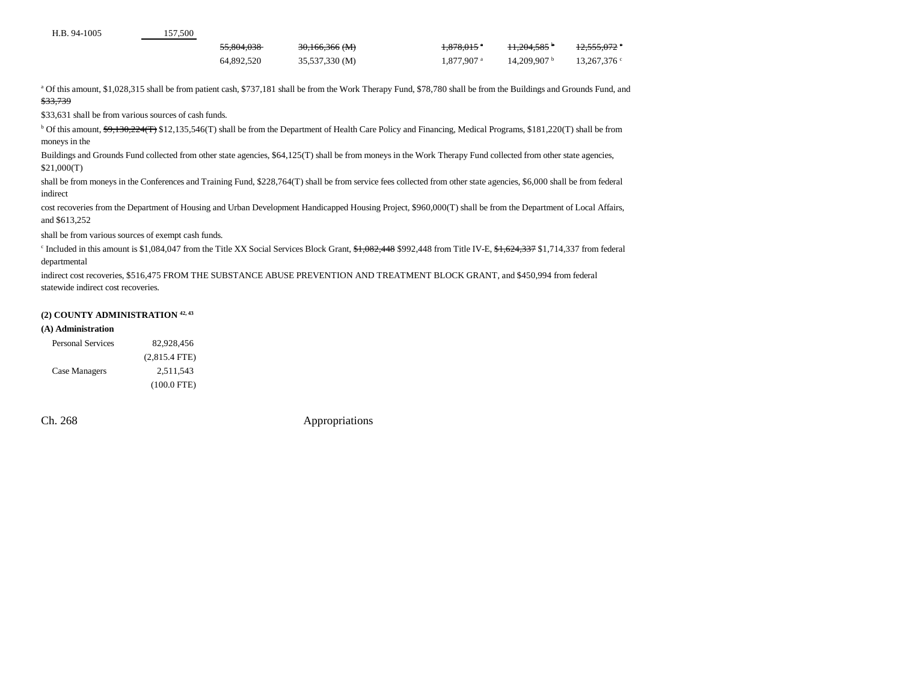| | | | | | | |
|---|---|---|---|---|---|---|
| H.B. 94-1005 | 157,500 | | | | | |
| | | ~~55,804,038~~ | ~~30,166,366 (M)~~ | ~~1,878,015~~ [a] | ~~11,204,585~~ [b] | ~~12,555,072~~ [c] |
| | | 64,892,520 | 35,537,330 (M) | 1,877,907 [a] | 14,209,907 [b] | 13,267,376 [c] |

[a] Of this amount, $1,028,315 shall be from patient cash, $737,181 shall be from the Work Therapy Fund, $78,780 shall be from the Buildings and Grounds Fund, and ~~$33,739~~ $33,631 shall be from various sources of cash funds.

[b] Of this amount, ~~$9,130,224(T)~~ $12,135,546(T) shall be from the Department of Health Care Policy and Financing, Medical Programs, $181,220(T) shall be from moneys in the Buildings and Grounds Fund collected from other state agencies, $64,125(T) shall be from moneys in the Work Therapy Fund collected from other state agencies, $21,000(T) shall be from moneys in the Conferences and Training Fund, $228,764(T) shall be from service fees collected from other state agencies, $6,000 shall be from federal indirect cost recoveries from the Department of Housing and Urban Development Handicapped Housing Project, $960,000(T) shall be from the Department of Local Affairs, and $613,252 shall be from various sources of exempt cash funds.

[c] Included in this amount is $1,084,047 from the Title XX Social Services Block Grant, ~~$1,082,448~~ $992,448 from Title IV-E, ~~$1,624,337~~ $1,714,337 from federal departmental indirect cost recoveries, $516,475 FROM THE SUBSTANCE ABUSE PREVENTION AND TREATMENT BLOCK GRANT, and $450,994 from federal statewide indirect cost recoveries.

**(2) COUNTY ADMINISTRATION [42, 43]**

**(A) Administration**

| | |
|---|---|
| Personal Services | 82,928,456 |
| | (2,815.4 FTE) |
| Case Managers | 2,511,543 |
| | (100.0 FTE) |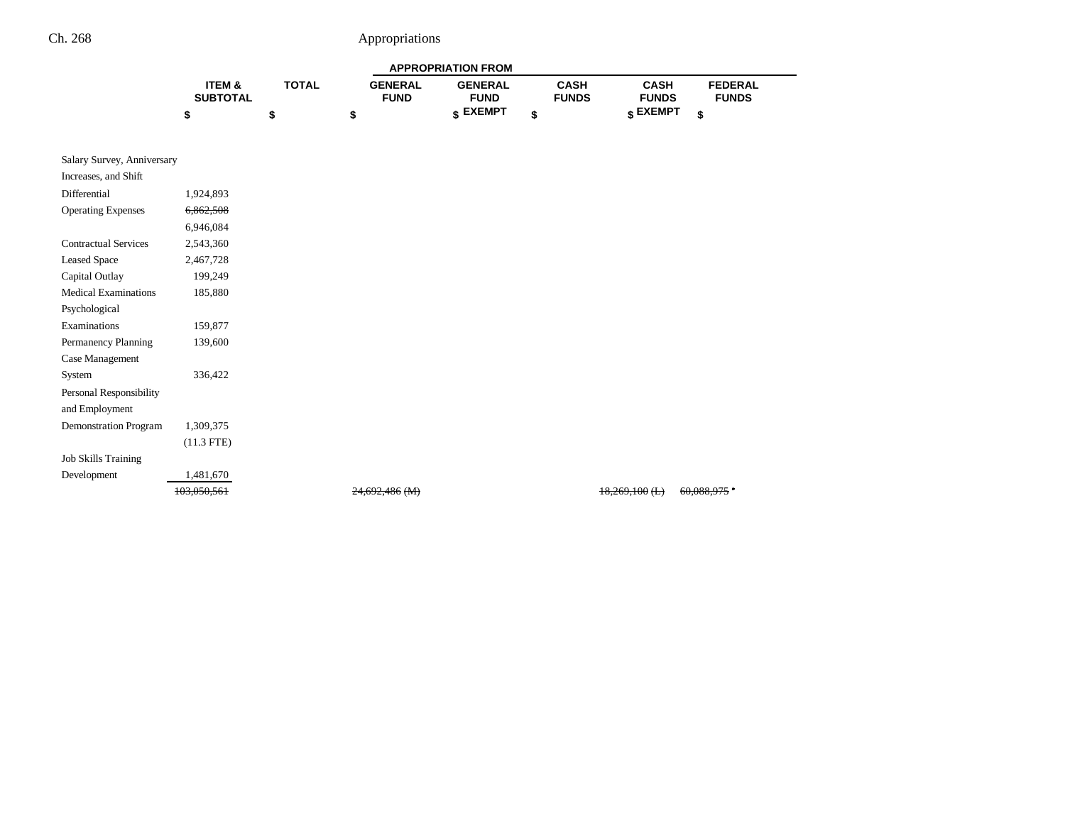| | ITEM & SUBTOTAL | TOTAL | APPROPRIATION FROM | | | | |
|---|---|---|---|---|---|---|---|
| | | | GENERAL FUND | GENERAL FUND EXEMPT | CASH FUNDS | CASH FUNDS EXEMPT | FEDERAL FUNDS |
| | $ | $ | $ | $ | $ | $ | $ |
| Salary Survey, Anniversary Increases, and Shift Differential | 1,924,893 | | | | | | |
| Operating Expenses | ~~6,862,508~~ 6,946,084 | | | | | | |
| Contractual Services | 2,543,360 | | | | | | |
| Leased Space | 2,467,728 | | | | | | |
| Capital Outlay | 199,249 | | | | | | |
| Medical Examinations | 185,880 | | | | | | |
| Psychological Examinations | 159,877 | | | | | | |
| Permanency Planning | 139,600 | | | | | | |
| Case Management System | 336,422 | | | | | | |
| Personal Responsibility and Employment Demonstration Program | 1,309,375 (11.3 FTE) | | | | | | |
| Job Skills Training Development | 1,481,670 | | | | | | |
| | ~~103,050,561~~ | | ~~24,692,486 (M)~~ | | | ~~18,269,100 (L)~~ | ~~60,088,975~~ [a] |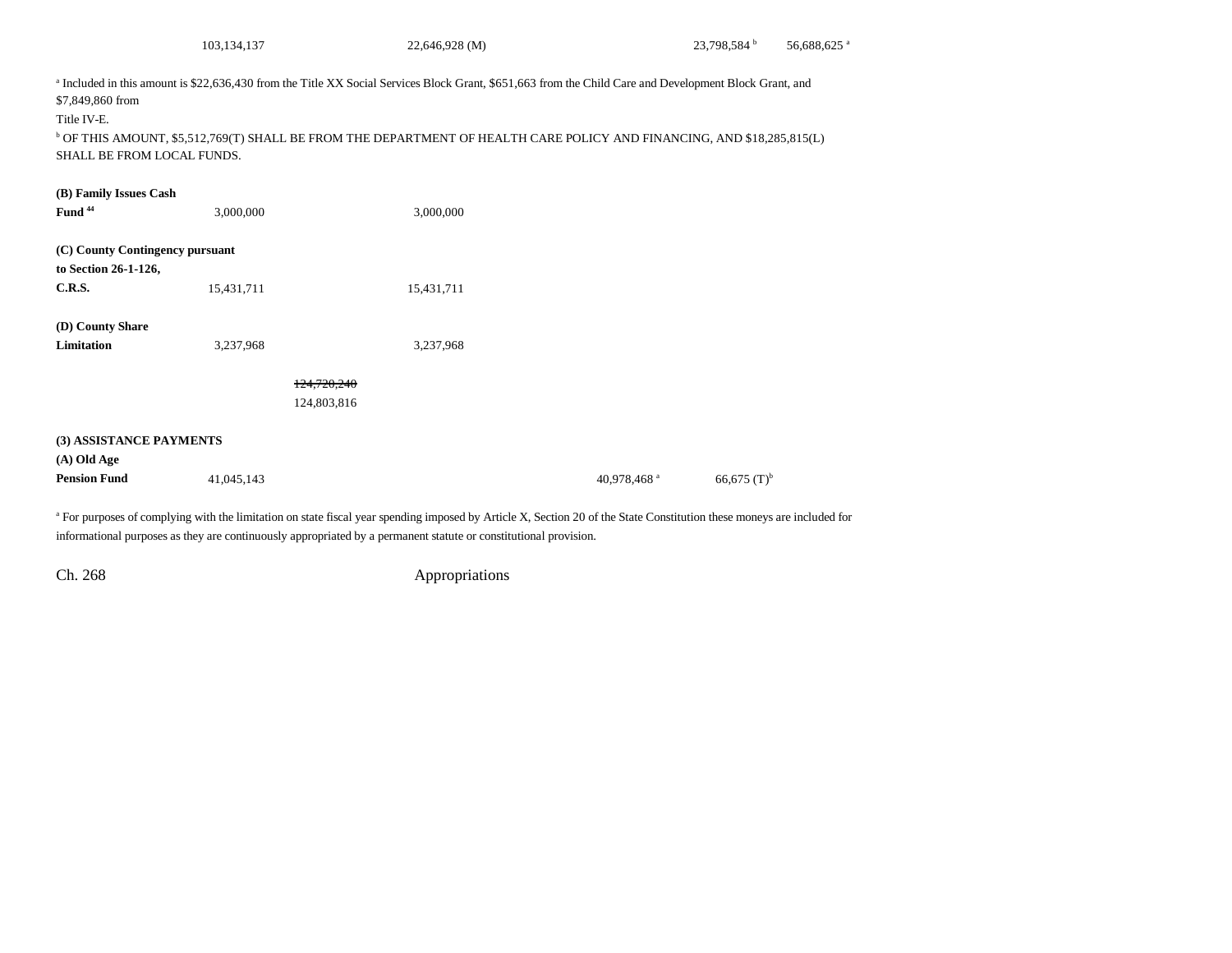| | | | | | |
|---|---|---|---|---|---|
| | 103,134,137 | 22,646,928 (M) | | 23,798,584 [b] | 56,688,625 [a] |

[a] Included in this amount is $22,636,430 from the Title XX Social Services Block Grant, $651,663 from the Child Care and Development Block Grant, and $7,849,860 from Title IV-E.

[b] OF THIS AMOUNT, $5,512,769(T) SHALL BE FROM THE DEPARTMENT OF HEALTH CARE POLICY AND FINANCING, AND $18,285,815(L) SHALL BE FROM LOCAL FUNDS.

| | | | | | |
|---|---|---|---|---|---|
| **(B) Family Issues Cash Fund** [44] | 3,000,000 | 3,000,000 | | | |
| **(C) County Contingency pursuant to Section 26-1-126, C.R.S.** | 15,431,711 | 15,431,711 | | | |
| **(D) County Share Limitation** | 3,237,968 | 3,237,968 | | | |
| | ~~124,720,240~~ 124,803,816 | | | | |

**(3) ASSISTANCE PAYMENTS**

| | | | | | |
|---|---|---|---|---|---|
| **(A) Old Age Pension Fund** | 41,045,143 | | | 40,978,468 [a] | 66,675 (T)[b] |

[a] For purposes of complying with the limitation on state fiscal year spending imposed by Article X, Section 20 of the State Constitution these moneys are included for informational purposes as they are continuously appropriated by a permanent statute or constitutional provision.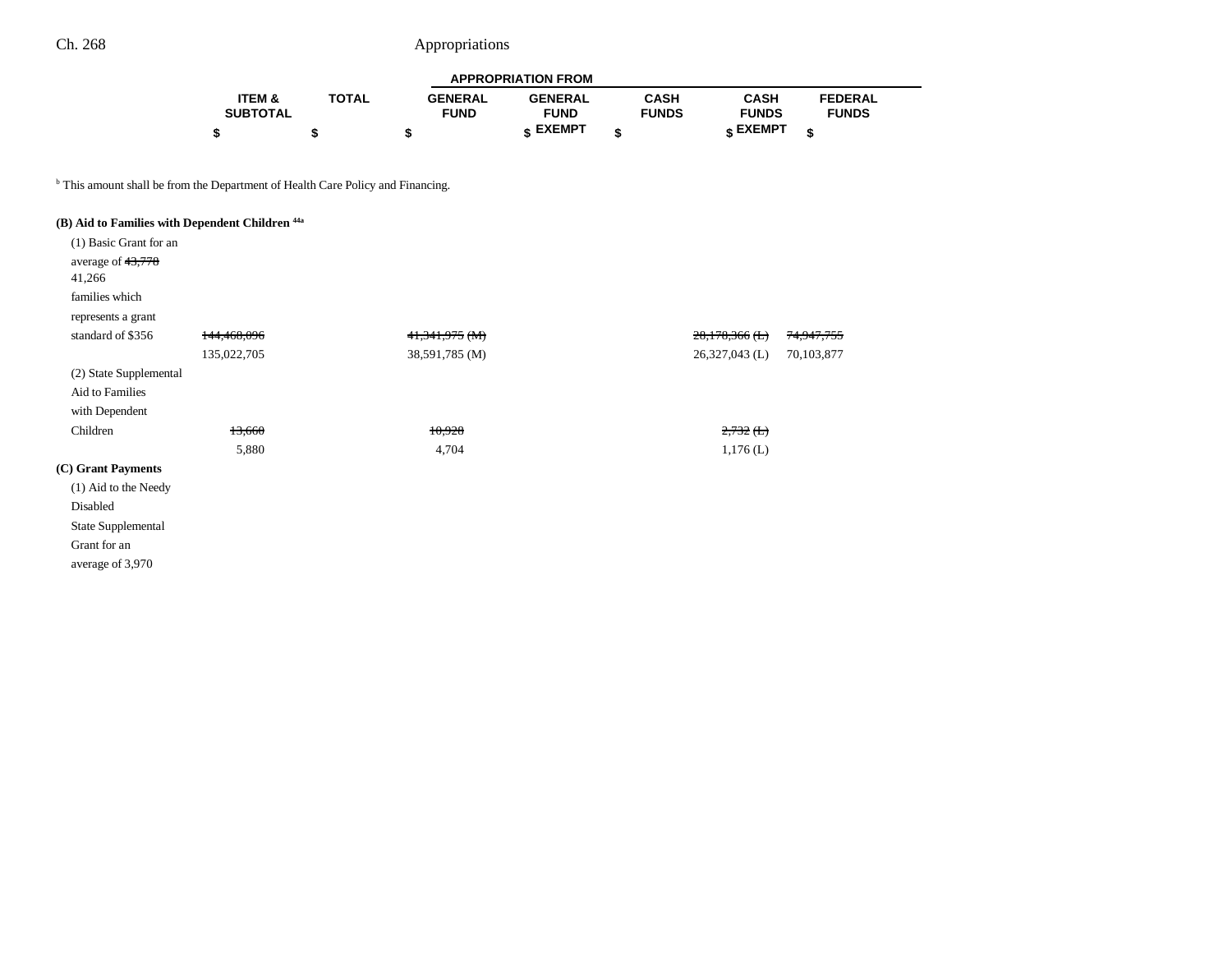| | ITEM & SUBTOTAL | TOTAL | APPROPRIATION FROM GENERAL FUND | GENERAL FUND EXEMPT | CASH FUNDS | CASH FUNDS EXEMPT | FEDERAL FUNDS |
|---|---|---|---|---|---|---|---|
| | $ | $ | $ | $ | $ | $ | $ |

[b] This amount shall be from the Department of Health Care Policy and Financing.

| | ITEM & SUBTOTAL | TOTAL | GENERAL FUND | GENERAL FUND EXEMPT | CASH FUNDS | CASH FUNDS EXEMPT | FEDERAL FUNDS |
|---|---|---|---|---|---|---|---|
| **(B) Aid to Families with Dependent Children [44a]** | | | | | | | |
| (1) Basic Grant for an average of ~~43,778~~ 41,266 families which represents a grant standard of $356 | ~~144,468,096~~ | | ~~41,341,975 (M)~~ | | | ~~28,178,366 (L)~~ | ~~74,947,755~~ |
| | 135,022,705 | | 38,591,785 (M) | | | 26,327,043 (L) | 70,103,877 |
| (2) State Supplemental Aid to Families with Dependent Children | ~~13,660~~ | | ~~10,928~~ | | | ~~2,732 (L)~~ | |
| | 5,880 | | 4,704 | | | 1,176 (L) | |
| **(C) Grant Payments** | | | | | | | |
| (1) Aid to the Needy Disabled State Supplemental Grant for an average of 3,970 | | | | | | | |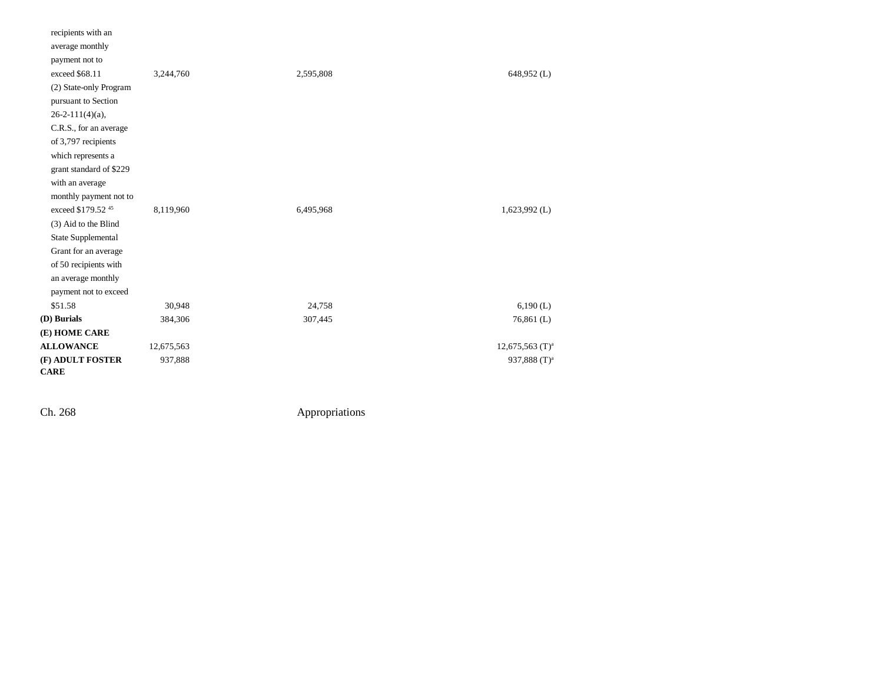| | | | | | | |
|---|---|---|---|---|---|---|
| recipients with an average monthly payment not to exceed $68.11 | 3,244,760 | | 2,595,808 | | 648,952 (L) | |
| (2) State-only Program pursuant to Section 26-2-111(4)(a), C.R.S., for an average of 3,797 recipients which represents a grant standard of $229 with an average monthly payment not to exceed $179.52 [45] | 8,119,960 | | 6,495,968 | | 1,623,992 (L) | |
| (3) Aid to the Blind State Supplemental Grant for an average of 50 recipients with an average monthly payment not to exceed $51.58 | 30,948 | | 24,758 | | 6,190 (L) | |
| **(D) Burials** | 384,306 | | 307,445 | | 76,861 (L) | |
| **(E) HOME CARE ALLOWANCE** | 12,675,563 | | | | 12,675,563 (T)[a] | |
| **(F) ADULT FOSTER CARE** | 937,888 | | | | 937,888 (T)[a] | |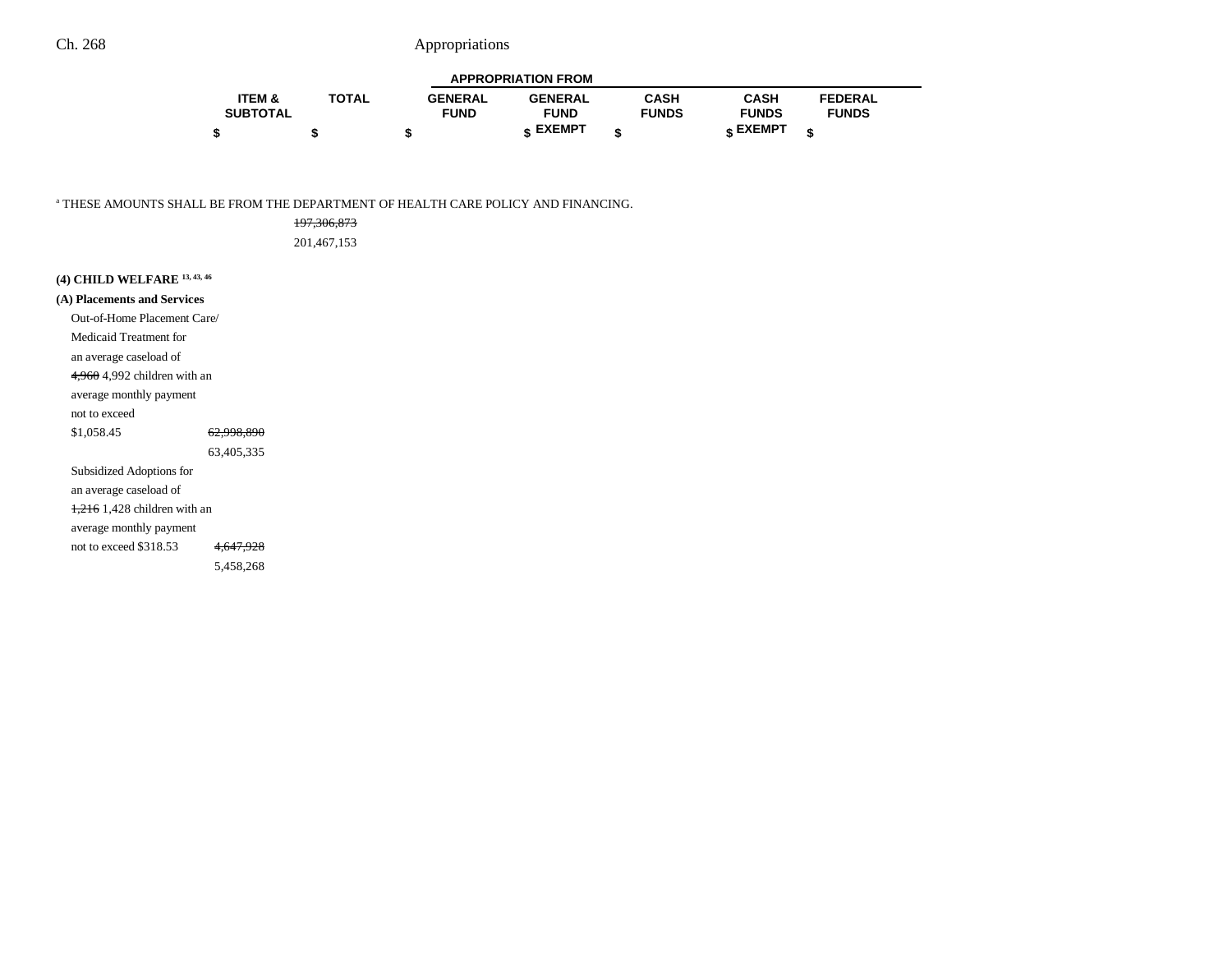| | ITEM & SUBTOTAL | TOTAL | APPROPRIATION FROM | | | | |
|---|---|---|---|---|---|---|---|
| | | | GENERAL FUND | GENERAL FUND EXEMPT | CASH FUNDS | CASH FUNDS EXEMPT | FEDERAL FUNDS |
| | $ | $ | $ | $ | $ | $ | $ |

[a] THESE AMOUNTS SHALL BE FROM THE DEPARTMENT OF HEALTH CARE POLICY AND FINANCING.

| | ITEM & SUBTOTAL | TOTAL | GENERAL FUND | GENERAL FUND EXEMPT | CASH FUNDS | CASH FUNDS EXEMPT | FEDERAL FUNDS |
|---|---|---|---|---|---|---|---|
| | | ~~197,306,873~~ 201,467,153 | | | | | |

**(4) CHILD WELFARE [13, 43, 46]**

**(A) Placements and Services**

| | ITEM & SUBTOTAL | TOTAL | GENERAL FUND | GENERAL FUND EXEMPT | CASH FUNDS | CASH FUNDS EXEMPT | FEDERAL FUNDS |
|---|---|---|---|---|---|---|---|
| Out-of-Home Placement Care/ Medicaid Treatment for an average caseload of ~~4,960~~ 4,992 children with an average monthly payment not to exceed $1,058.45 | ~~62,998,890~~ 63,405,335 | | | | | | |
| Subsidized Adoptions for an average caseload of ~~1,216~~ 1,428 children with an average monthly payment not to exceed $318.53 | ~~4,647,928~~ 5,458,268 | | | | | | |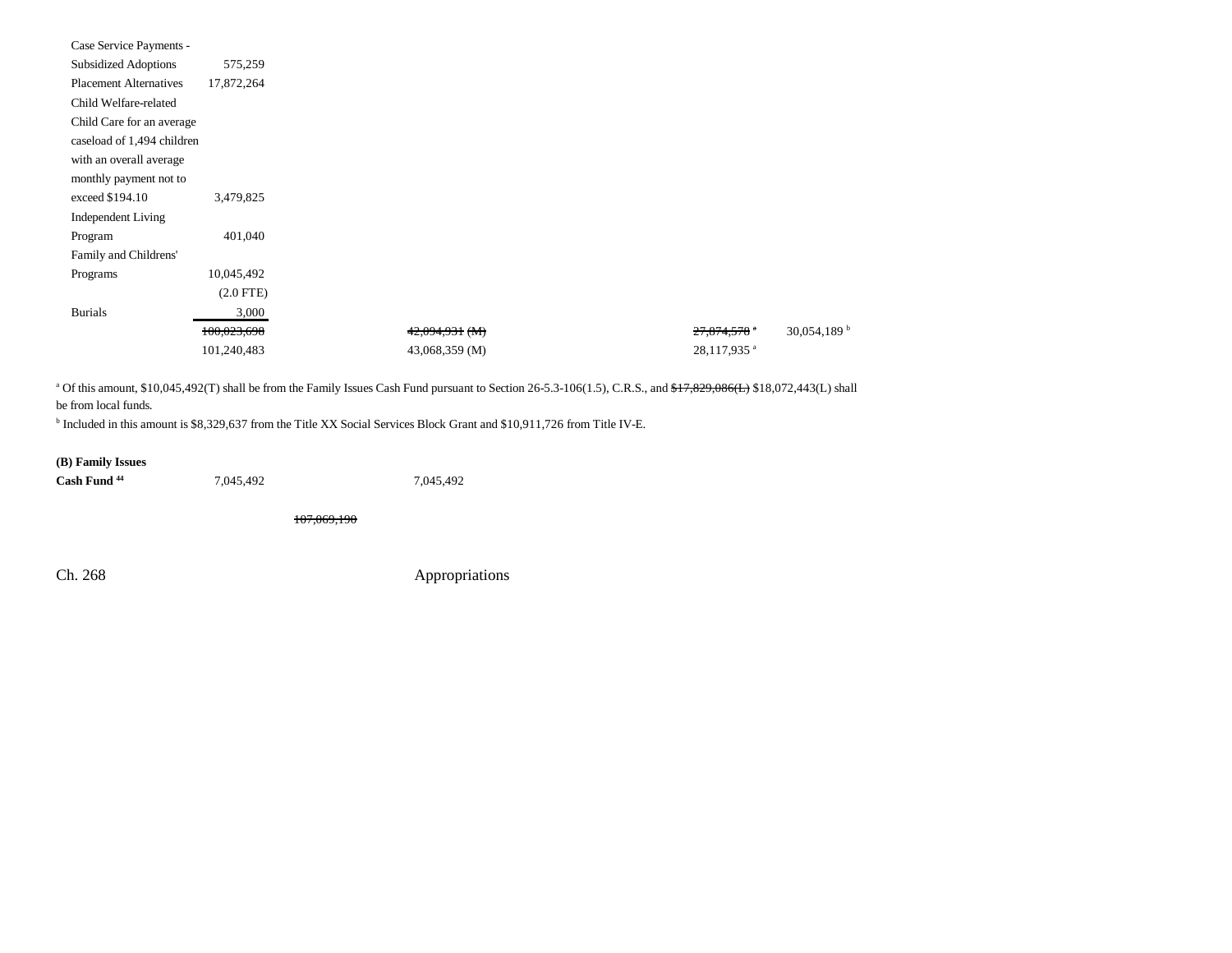| | | | | |
|---|---|---|---|---|
| Case Service Payments - | | | | |
| Subsidized Adoptions | 575,259 | | | |
| Placement Alternatives | 17,872,264 | | | |
| Child Welfare-related Child Care for an average caseload of 1,494 children with an overall average monthly payment not to exceed $194.10 | 3,479,825 | | | |
| Independent Living Program | 401,040 | | | |
| Family and Childrens' Programs | 10,045,492 | | | |
| | (2.0 FTE) | | | |
| Burials | 3,000 | | | |
| | ~~100,023,698~~ | ~~42,094,931 (M)~~ | ~~27,874,578~~ [a] | 30,054,189 [b] |
| | 101,240,483 | 43,068,359 (M) | 28,117,935 [a] | |

[a] Of this amount, $10,045,492(T) shall be from the Family Issues Cash Fund pursuant to Section 26-5.3-106(1.5), C.R.S., and ~~$17,829,086(L)~~ $18,072,443(L) shall be from local funds.

[b] Included in this amount is $8,329,637 from the Title XX Social Services Block Grant and $10,911,726 from Title IV-E.

| | | |
|---|---|---|
| **(B) Family Issues Cash Fund** [44] | 7,045,492 | 7,045,492 |

~~107,069,190~~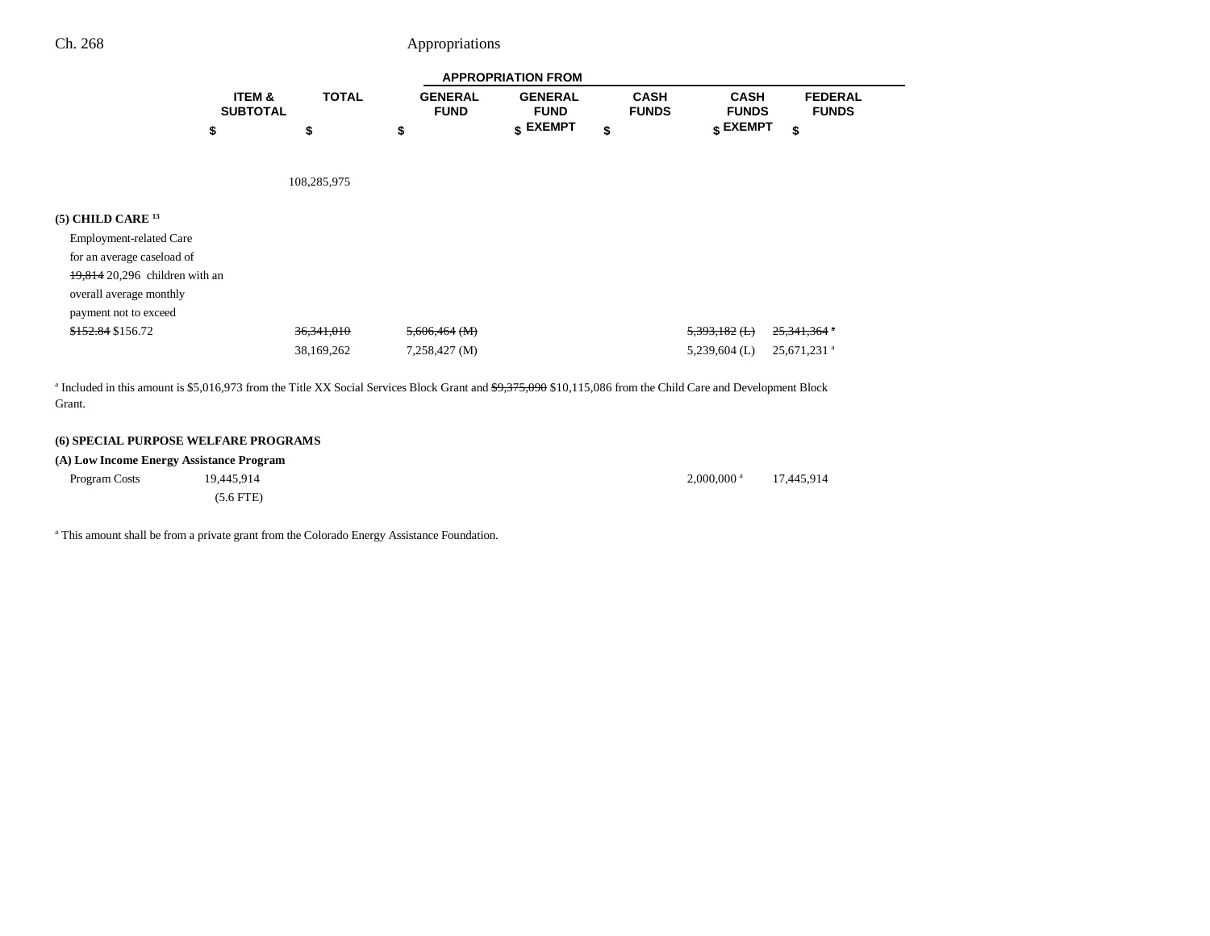| | ITEM & SUBTOTAL | TOTAL | APPROPRIATION FROM GENERAL FUND | GENERAL FUND EXEMPT | CASH FUNDS | CASH FUNDS EXEMPT | FEDERAL FUNDS |
|---|---|---|---|---|---|---|---|
| | $ | $ | $ | $ | $ | $ | $ |
| | | 108,285,975 | | | | | |
| **(5) CHILD CARE [13]** | | | | | | | |
| Employment-related Care for an average caseload of ~~19,814~~ 20,296 children with an overall average monthly payment not to exceed ~~$152.84~~ $156.72 | | ~~36,341,010~~ | ~~5,606,464 (M)~~ | | | ~~5,393,182 (L)~~ | ~~25,341,364~~ [a] |
| | | 38,169,262 | 7,258,427 (M) | | | 5,239,604 (L) | 25,671,231 [a] |

[a] Included in this amount is $5,016,973 from the Title XX Social Services Block Grant and ~~$9,375,090~~ $10,115,086 from the Child Care and Development Block Grant.

**(6) SPECIAL PURPOSE WELFARE PROGRAMS**

**(A) Low Income Energy Assistance Program**

| | ITEM & SUBTOTAL | TOTAL | GENERAL FUND | GENERAL FUND EXEMPT | CASH FUNDS | CASH FUNDS EXEMPT | FEDERAL FUNDS |
|---|---|---|---|---|---|---|---|
| Program Costs | 19,445,914 | | | | | 2,000,000 [a] | 17,445,914 |
| | (5.6 FTE) | | | | | | |

[a] This amount shall be from a private grant from the Colorado Energy Assistance Foundation.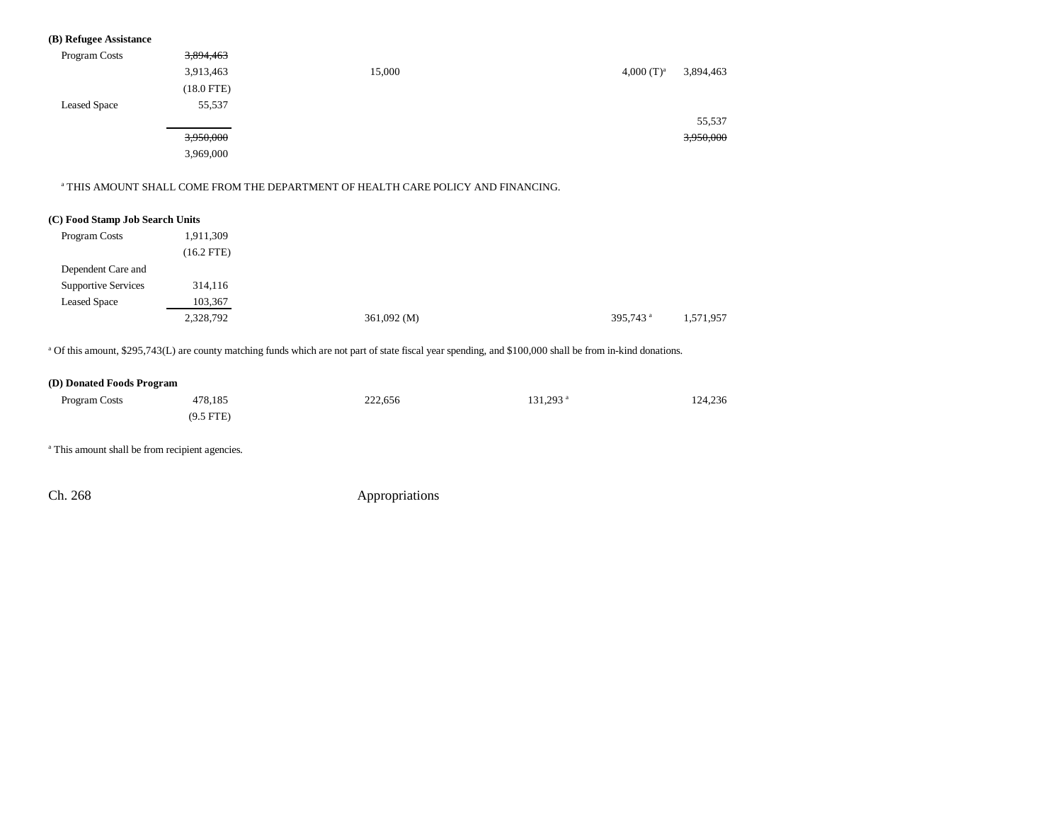**(B) Refugee Assistance**

| | Total | General Fund | Cash Funds | Cash Funds Exempt | Federal Funds |
|---|---|---|---|---|---|
| Program Costs | ~~3,894,463~~ | | | | |
| | 3,913,463 | 15,000 | | 4,000 (T)[a] | 3,894,463 |
| | (18.0 FTE) | | | | |
| Leased Space | 55,537 | | | | |
| | | | | | 55,537 |
| | ~~3,950,000~~ | | | | ~~3,950,000~~ |
| | 3,969,000 | | | | |

[a] THIS AMOUNT SHALL COME FROM THE DEPARTMENT OF HEALTH CARE POLICY AND FINANCING.

**(C) Food Stamp Job Search Units**

| | Total | General Fund | Cash Funds | Cash Funds Exempt | Federal Funds |
|---|---|---|---|---|---|
| Program Costs | 1,911,309 | | | | |
| | (16.2 FTE) | | | | |
| Dependent Care and Supportive Services | 314,116 | | | | |
| Leased Space | 103,367 | | | | |
| | 2,328,792 | 361,092 (M) | | 395,743 [a] | 1,571,957 |

[a] Of this amount, $295,743(L) are county matching funds which are not part of state fiscal year spending, and $100,000 shall be from in-kind donations.

**(D) Donated Foods Program**

| | Total | General Fund | Cash Funds | Cash Funds Exempt | Federal Funds |
|---|---|---|---|---|---|
| Program Costs | 478,185 | 222,656 | 131,293 [a] | | 124,236 |
| | (9.5 FTE) | | | | |

[a] This amount shall be from recipient agencies.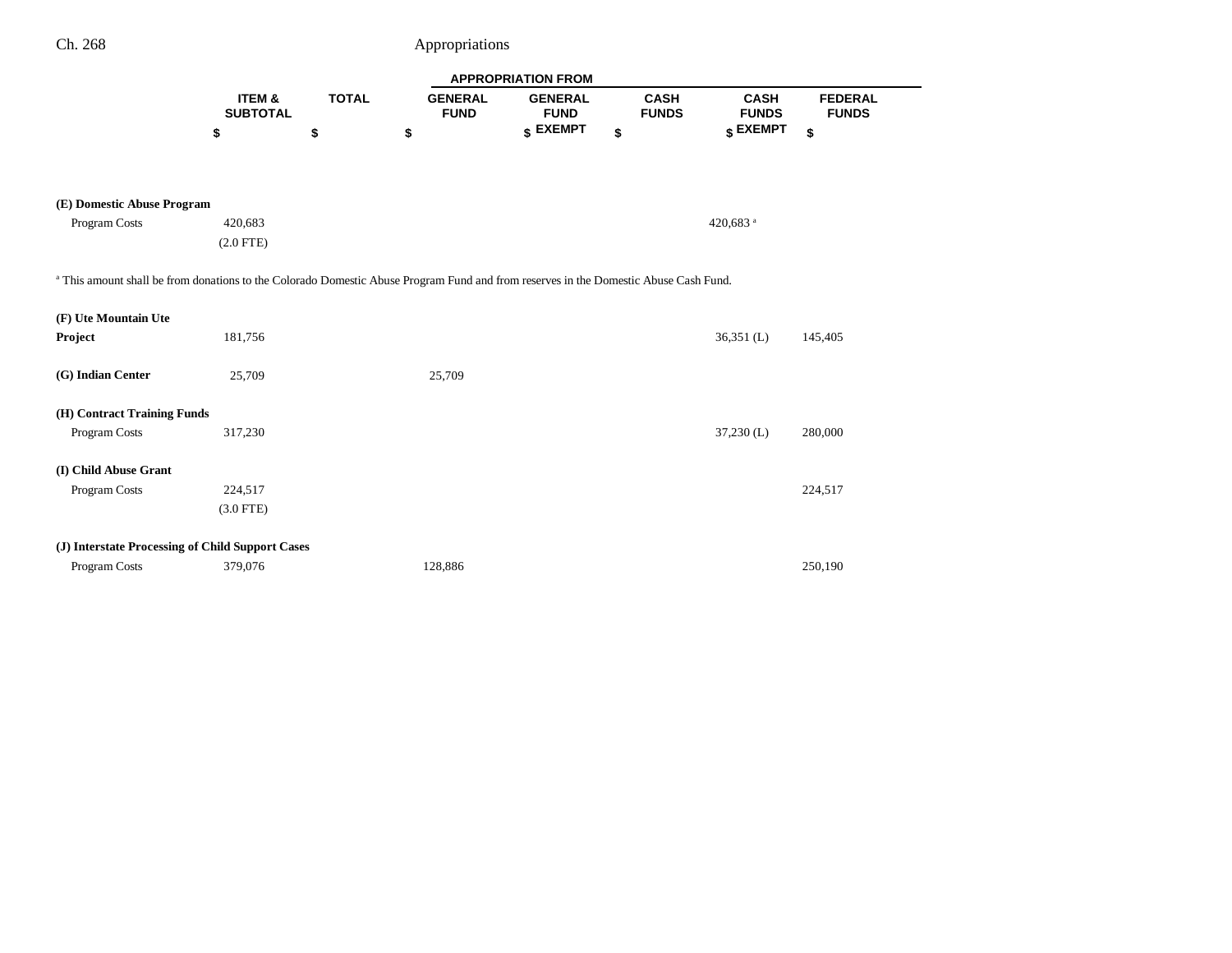| | ITEM & SUBTOTAL | TOTAL | APPROPRIATION FROM | | | | |
|---|---|---|---|---|---|---|---|
| | | | GENERAL FUND | GENERAL FUND EXEMPT | CASH FUNDS | CASH FUNDS EXEMPT | FEDERAL FUNDS |
| | $ | $ | $ | $ | $ | $ | $ |
| **(E) Domestic Abuse Program** | | | | | | | |
| Program Costs | 420,683 | | | | | 420,683[a] | |
| | (2.0 FTE) | | | | | | |

[a] This amount shall be from donations to the Colorado Domestic Abuse Program Fund and from reserves in the Domestic Abuse Cash Fund.

| | ITEM & SUBTOTAL | TOTAL | GENERAL FUND | GENERAL FUND EXEMPT | CASH FUNDS | CASH FUNDS EXEMPT | FEDERAL FUNDS |
|---|---|---|---|---|---|---|---|
| **(F) Ute Mountain Ute Project** | 181,756 | | | | | 36,351 (L) | 145,405 |
| **(G) Indian Center** | 25,709 | | 25,709 | | | | |
| **(H) Contract Training Funds** | | | | | | | |
| Program Costs | 317,230 | | | | | 37,230 (L) | 280,000 |
| **(I) Child Abuse Grant** | | | | | | | |
| Program Costs | 224,517 | | | | | | 224,517 |
| | (3.0 FTE) | | | | | | |
| **(J) Interstate Processing of Child Support Cases** | | | | | | | |
| Program Costs | 379,076 | | 128,886 | | | | 250,190 |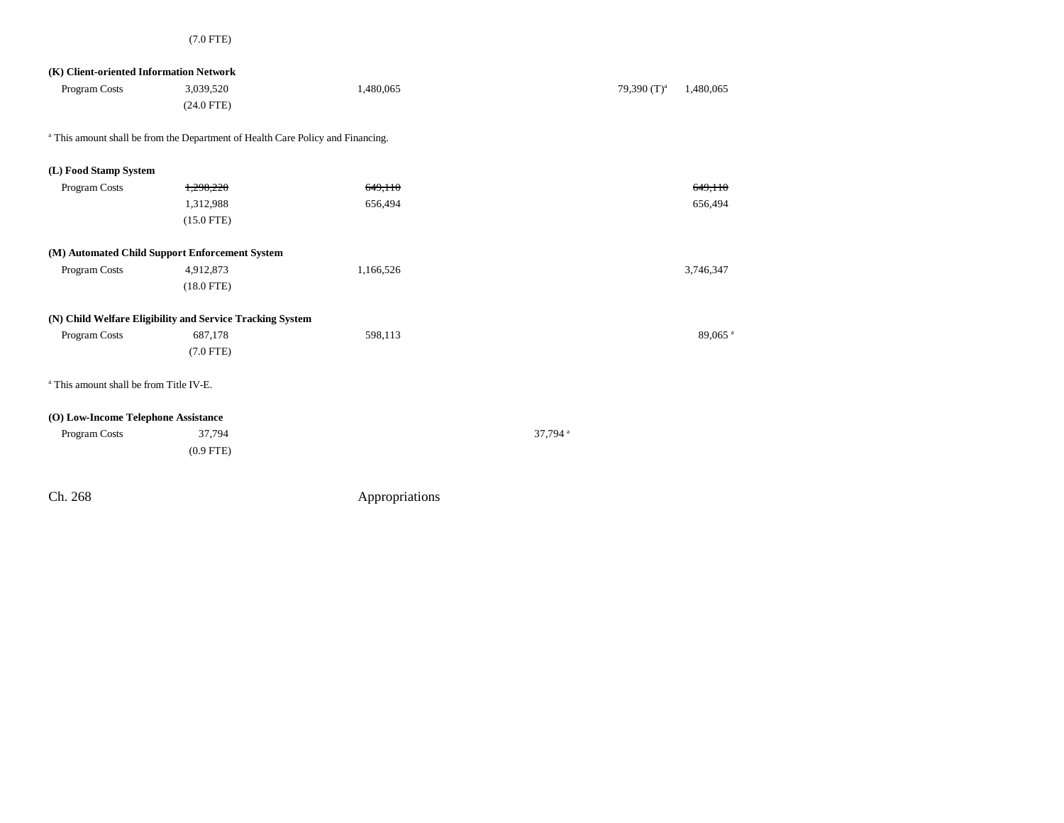| | | | | | |
|---|---|---|---|---|---|
| | (7.0 FTE) | | | | |
| **(K) Client-oriented Information Network** | | | | | |
| Program Costs | 3,039,520 | 1,480,065 | | 79,390 (T)[a] | 1,480,065 |
| | (24.0 FTE) | | | | |

[a] This amount shall be from the Department of Health Care Policy and Financing.

| | | | | | |
|---|---|---|---|---|---|
| **(L) Food Stamp System** | | | | | |
| Program Costs | ~~1,298,220~~ | ~~649,110~~ | | | ~~649,110~~ |
| | 1,312,988 | 656,494 | | | 656,494 |
| | (15.0 FTE) | | | | |
| **(M) Automated Child Support Enforcement System** | | | | | |
| Program Costs | 4,912,873 | 1,166,526 | | | 3,746,347 |
| | (18.0 FTE) | | | | |
| **(N) Child Welfare Eligibility and Service Tracking System** | | | | | |
| Program Costs | 687,178 | 598,113 | | | 89,065 [a] |
| | (7.0 FTE) | | | | |

[a] This amount shall be from Title IV-E.

| | | | | | |
|---|---|---|---|---|---|
| **(O) Low-Income Telephone Assistance** | | | | | |
| Program Costs | 37,794 | | 37,794 [a] | | |
| | (0.9 FTE) | | | | |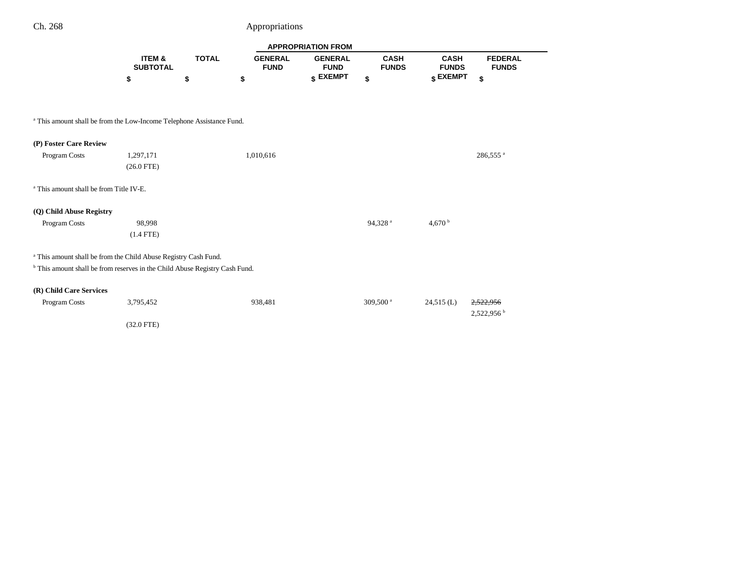| | ITEM & SUBTOTAL | TOTAL | APPROPRIATION FROM GENERAL FUND | GENERAL FUND EXEMPT | CASH FUNDS | CASH FUNDS EXEMPT | FEDERAL FUNDS |
|---|---|---|---|---|---|---|---|
| | $ | $ | $ | $ | $ | $ | $ |

[a] This amount shall be from the Low-Income Telephone Assistance Fund.

**(P) Foster Care Review**

| | ITEM & SUBTOTAL | TOTAL | GENERAL FUND | GENERAL FUND EXEMPT | CASH FUNDS | CASH FUNDS EXEMPT | FEDERAL FUNDS |
|---|---|---|---|---|---|---|---|
| Program Costs | 1,297,171 | | 1,010,616 | | | | 286,555 [a] |
| | (26.0 FTE) | | | | | | |

[a] This amount shall be from Title IV-E.

**(Q) Child Abuse Registry**

| | ITEM & SUBTOTAL | TOTAL | GENERAL FUND | GENERAL FUND EXEMPT | CASH FUNDS | CASH FUNDS EXEMPT | FEDERAL FUNDS |
|---|---|---|---|---|---|---|---|
| Program Costs | 98,998 | | | | 94,328 [a] | 4,670 [b] | |
| | (1.4 FTE) | | | | | | |

[a] This amount shall be from the Child Abuse Registry Cash Fund.

[b] This amount shall be from reserves in the Child Abuse Registry Cash Fund.

**(R) Child Care Services**

| | ITEM & SUBTOTAL | TOTAL | GENERAL FUND | GENERAL FUND EXEMPT | CASH FUNDS | CASH FUNDS EXEMPT | FEDERAL FUNDS |
|---|---|---|---|---|---|---|---|
| Program Costs | 3,795,452 | | 938,481 | | 309,500 [a] | 24,515 (L) | ~~2,522,956~~ 2,522,956 [b] |
| | (32.0 FTE) | | | | | | |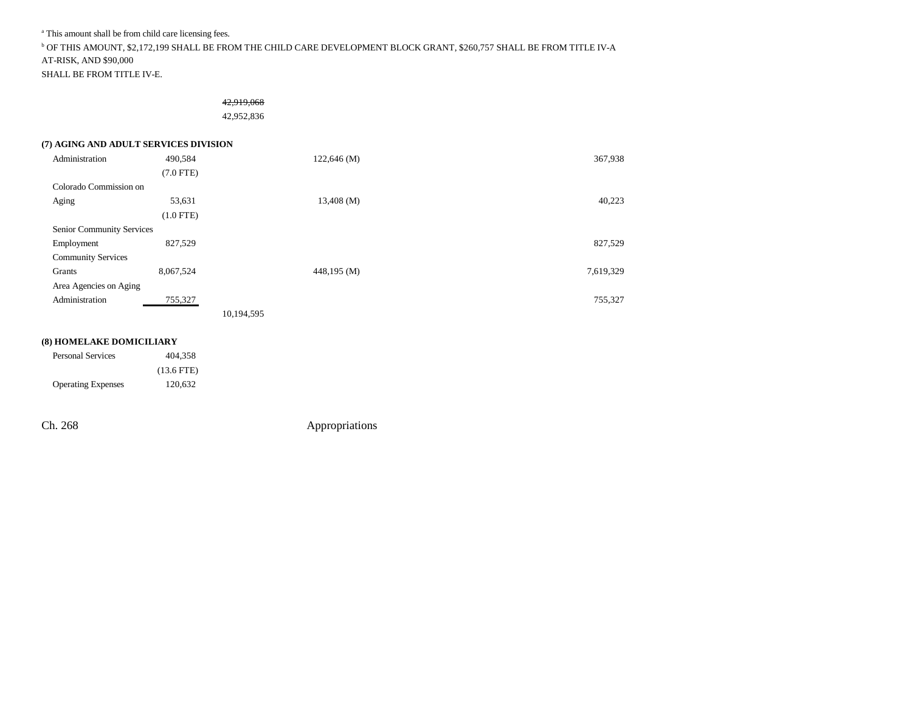[a] This amount shall be from child care licensing fees.
[b] OF THIS AMOUNT, $2,172,199 SHALL BE FROM THE CHILD CARE DEVELOPMENT BLOCK GRANT, $260,757 SHALL BE FROM TITLE IV-A AT-RISK, AND $90,000 SHALL BE FROM TITLE IV-E.

| | | | | | | |
|---|---|---|---|---|---|---|
| | | ~~42,919,068~~ | | | | |
| | | 42,952,836 | | | | |

**(7) AGING AND ADULT SERVICES DIVISION**

| | | | | | | |
|---|---|---|---|---|---|---|
| Administration | 490,584 | | 122,646 (M) | | | 367,938 |
| | (7.0 FTE) | | | | | |
| Colorado Commission on Aging | 53,631 | | 13,408 (M) | | | 40,223 |
| | (1.0 FTE) | | | | | |
| Senior Community Services Employment | 827,529 | | | | | 827,529 |
| Community Services Grants | 8,067,524 | | 448,195 (M) | | | 7,619,329 |
| Area Agencies on Aging Administration | 755,327 | | | | | 755,327 |
| | | 10,194,595 | | | | |

**(8) HOMELAKE DOMICILIARY**

| | | | | | | |
|---|---|---|---|---|---|---|
| Personal Services | 404,358 | | | | | |
| | (13.6 FTE) | | | | | |
| Operating Expenses | 120,632 | | | | | |

Ch. 268 Appropriations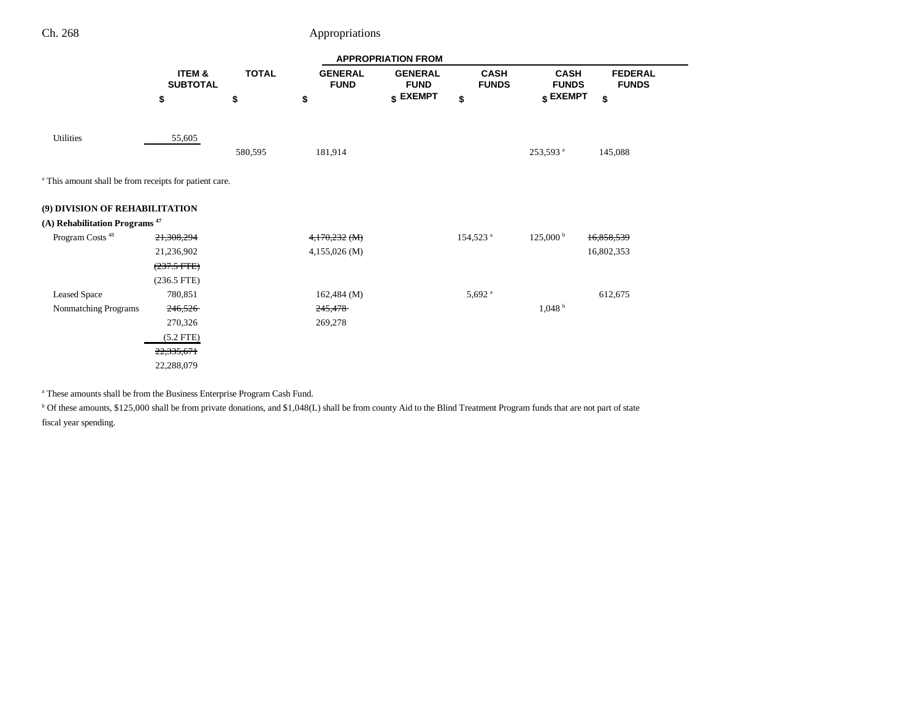| | ITEM & SUBTOTAL | TOTAL | APPROPRIATION FROM | | | | |
|---|---|---|---|---|---|---|---|
| | | | GENERAL FUND | GENERAL FUND EXEMPT | CASH FUNDS | CASH FUNDS EXEMPT | FEDERAL FUNDS |
| | $ | $ | $ | $ | $ | $ | $ |
| Utilities | 55,605 | | | | | | |
| | | 580,595 | 181,914 | | | 253,593[a] | 145,088 |

[a] This amount shall be from receipts for patient care.

**(9) DIVISION OF REHABILITATION**

**(A) Rehabilitation Programs [47]**

| | ITEM & SUBTOTAL | TOTAL | GENERAL FUND | GENERAL FUND EXEMPT | CASH FUNDS | CASH FUNDS EXEMPT | FEDERAL FUNDS |
|---|---|---|---|---|---|---|---|
| Program Costs [48] | ~~21,308,294~~ | | ~~4,170,232 (M)~~ | | 154,523[a] | 125,000[b] | ~~16,858,539~~ |
| | 21,236,902 | | 4,155,026 (M) | | | | 16,802,353 |
| | ~~(237.5 FTE)~~ | | | | | | |
| | (236.5 FTE) | | | | | | |
| Leased Space | 780,851 | | 162,484 (M) | | 5,692[a] | | 612,675 |
| Nonmatching Programs | ~~246,526~~ | | ~~245,478~~ | | | 1,048[b] | |
| | 270,326 | | 269,278 | | | | |
| | (5.2 FTE) | | | | | | |
| | ~~22,335,671~~ | | | | | | |
| | 22,288,079 | | | | | | |

[a] These amounts shall be from the Business Enterprise Program Cash Fund.

[b] Of these amounts, $125,000 shall be from private donations, and $1,048(L) shall be from county Aid to the Blind Treatment Program funds that are not part of state fiscal year spending.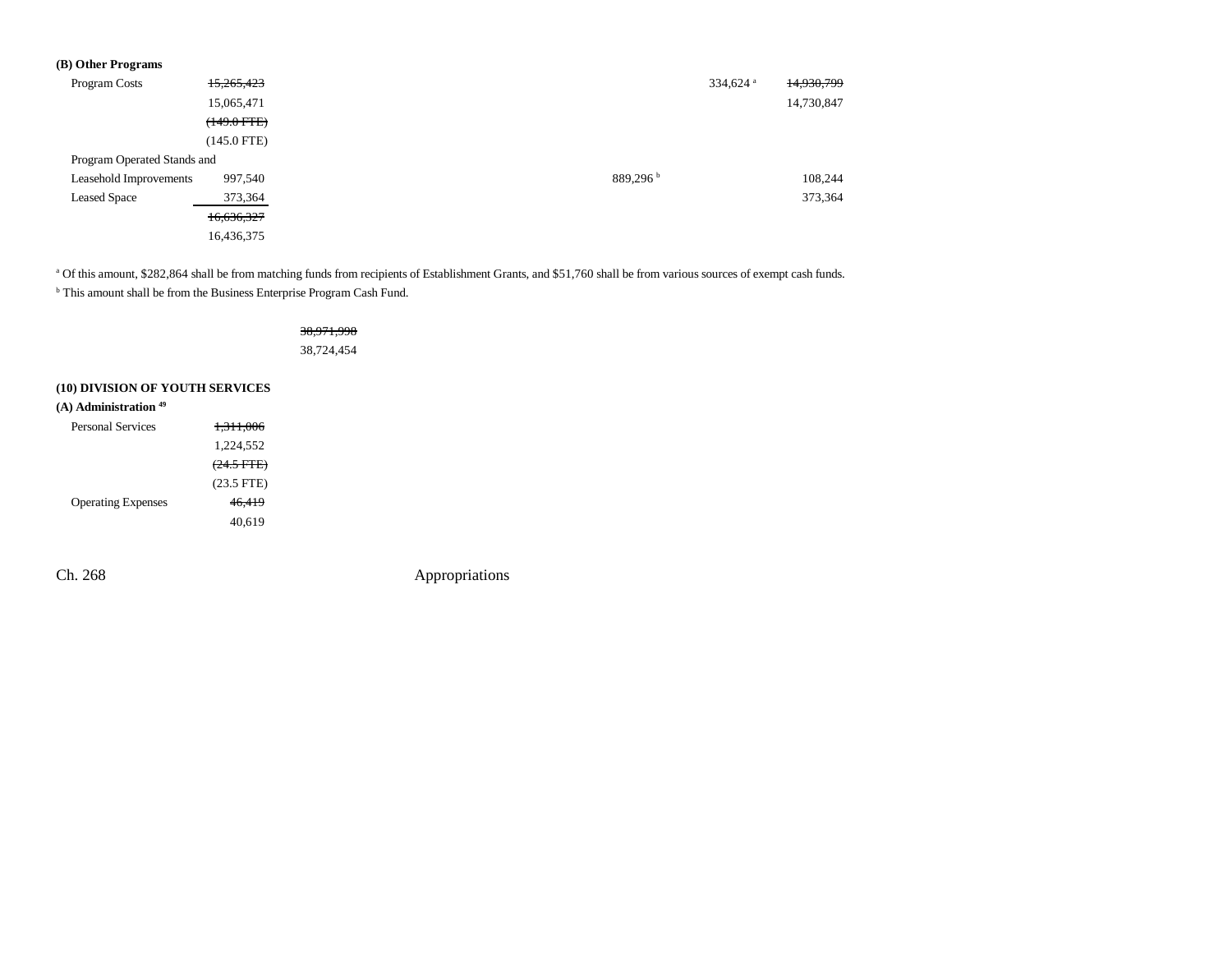**(B) Other Programs**

| | | | | | | |
|---|---|---|---|---|---|---|
| Program Costs | ~~15,265,423~~ | | | | 334,624 [a] | ~~14,930,799~~ |
| | 15,065,471 | | | | | 14,730,847 |
| | ~~(149.0 FTE)~~ | | | | | |
| | (145.0 FTE) | | | | | |
| Program Operated Stands and Leasehold Improvements | 997,540 | | | 889,296 [b] | | 108,244 |
| Leased Space | 373,364 | | | | | 373,364 |
| | ~~16,636,327~~ | | | | | |
| | 16,436,375 | | | | | |

[a] Of this amount, $282,864 shall be from matching funds from recipients of Establishment Grants, and $51,760 shall be from various sources of exempt cash funds.

[b] This amount shall be from the Business Enterprise Program Cash Fund.

| | |
|---|---|
| | ~~38,971,998~~ |
| | 38,724,454 |

**(10) DIVISION OF YOUTH SERVICES**

**(A) Administration [49]**

| | |
|---|---|
| Personal Services | ~~1,311,006~~ |
| | 1,224,552 |
| | ~~(24.5 FTE)~~ |
| | (23.5 FTE) |
| Operating Expenses | ~~46,419~~ |
| | 40,619 |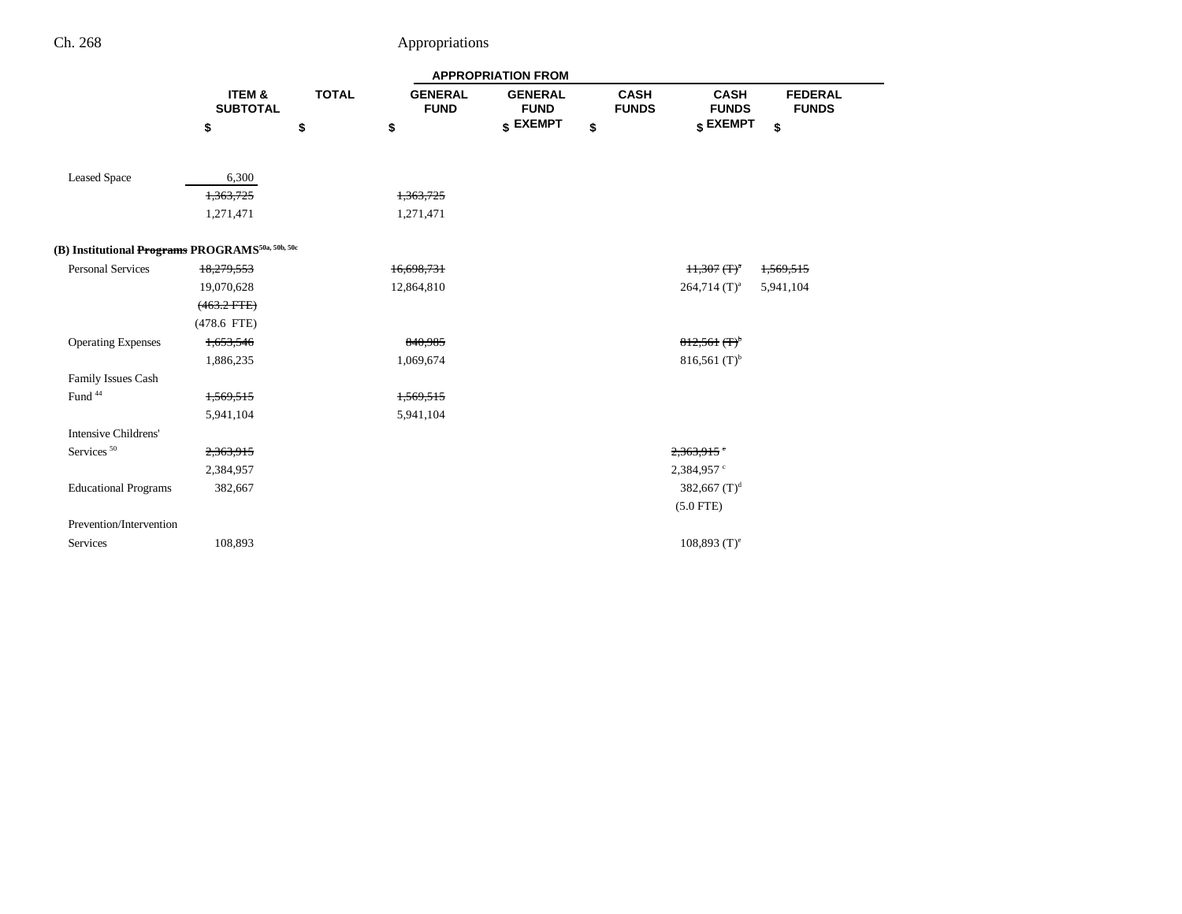| | ITEM & SUBTOTAL | TOTAL | APPROPRIATION FROM GENERAL FUND | GENERAL FUND EXEMPT | CASH FUNDS | CASH FUNDS EXEMPT | FEDERAL FUNDS |
|---|---|---|---|---|---|---|---|
| | $ | $ | $ | $ | $ | $ | $ |
| Leased Space | 6,300 | | | | | | |
| | ~~1,363,725~~ | | ~~1,363,725~~ | | | | |
| | 1,271,471 | | 1,271,471 | | | | |
| **(B) Institutional ~~Programs~~ PROGRAMS**[50a, 50b, 50c] | | | | | | | |
| Personal Services | ~~18,279,553~~ | | ~~16,698,731~~ | | | ~~11,307 (T)[a]~~ | ~~1,569,515~~ |
| | 19,070,628 | | 12,864,810 | | | 264,714 (T)[a] | 5,941,104 |
| | ~~(463.2 FTE)~~ | | | | | | |
| | (478.6 FTE) | | | | | | |
| Operating Expenses | ~~1,653,546~~ | | ~~840,985~~ | | | ~~812,561 (T)[b]~~ | |
| | 1,886,235 | | 1,069,674 | | | 816,561 (T)[b] | |
| Family Issues Cash Fund [44] | ~~1,569,515~~ | | ~~1,569,515~~ | | | | |
| | 5,941,104 | | 5,941,104 | | | | |
| Intensive Childrens' Services [50] | ~~2,363,915~~ | | | | | ~~2,363,915 [c]~~ | |
| | 2,384,957 | | | | | 2,384,957 [c] | |
| Educational Programs | 382,667 | | | | | 382,667 (T)[d] | |
| | | | | | | (5.0 FTE) | |
| Prevention/Intervention Services | 108,893 | | | | | 108,893 (T)[e] | |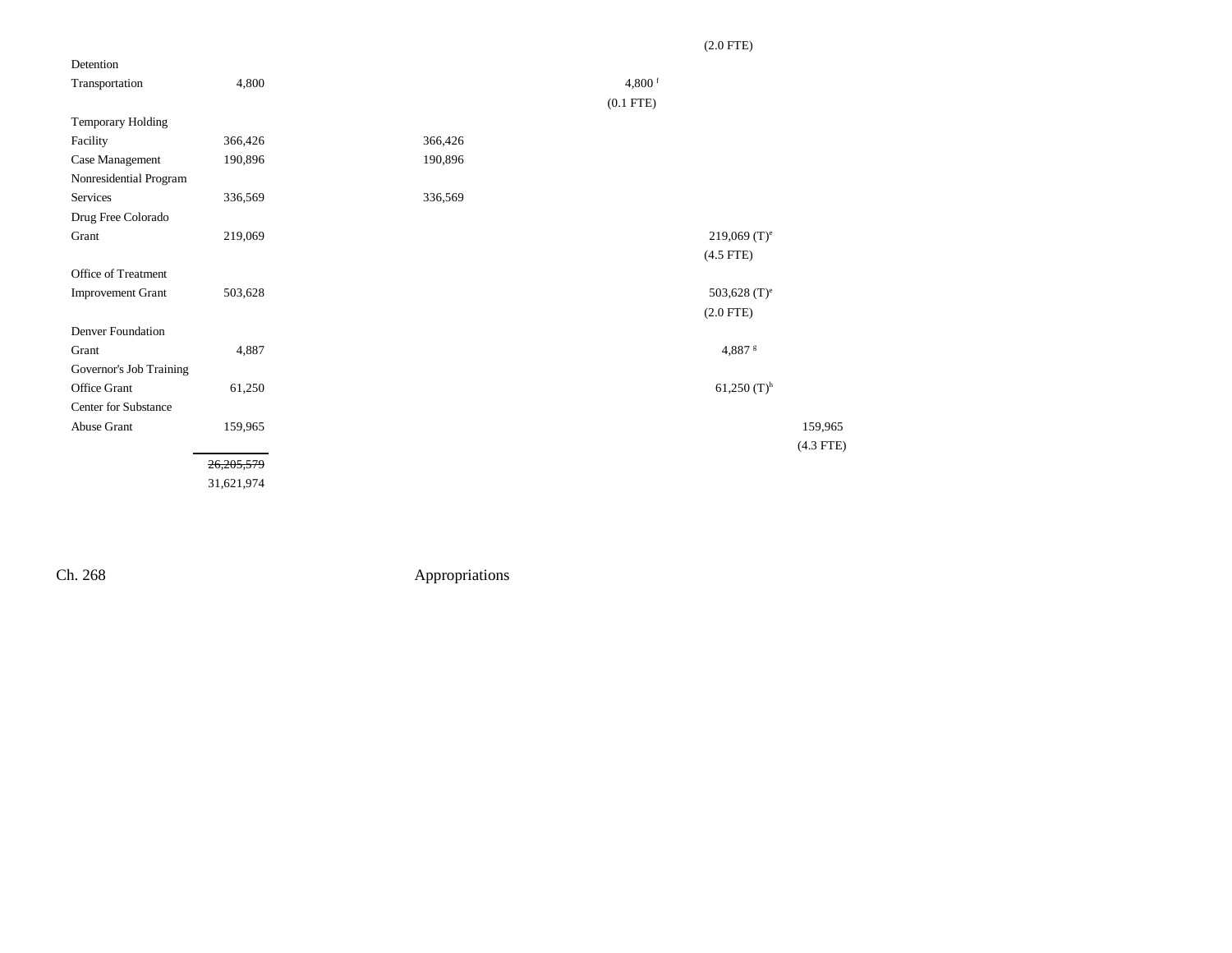| | | | | | |
|---|---|---|---|---|---|
| | | | | (2.0 FTE) | |
| Detention Transportation | 4,800 | | 4,800[f] | | |
| | | | (0.1 FTE) | | |
| Temporary Holding Facility | 366,426 | 366,426 | | | |
| Case Management | 190,896 | 190,896 | | | |
| Nonresidential Program Services | 336,569 | 336,569 | | | |
| Drug Free Colorado Grant | 219,069 | | | 219,069 (T)[e] | |
| | | | | (4.5 FTE) | |
| Office of Treatment Improvement Grant | 503,628 | | | 503,628 (T)[e] | |
| | | | | (2.0 FTE) | |
| Denver Foundation Grant | 4,887 | | | 4,887[g] | |
| Governor's Job Training Office Grant | 61,250 | | | 61,250 (T)[h] | |
| Center for Substance Abuse Grant | 159,965 | | | | 159,965 |
| | | | | | (4.3 FTE) |
| | ~~26,205,579~~ | | | | |
| | 31,621,974 | | | | |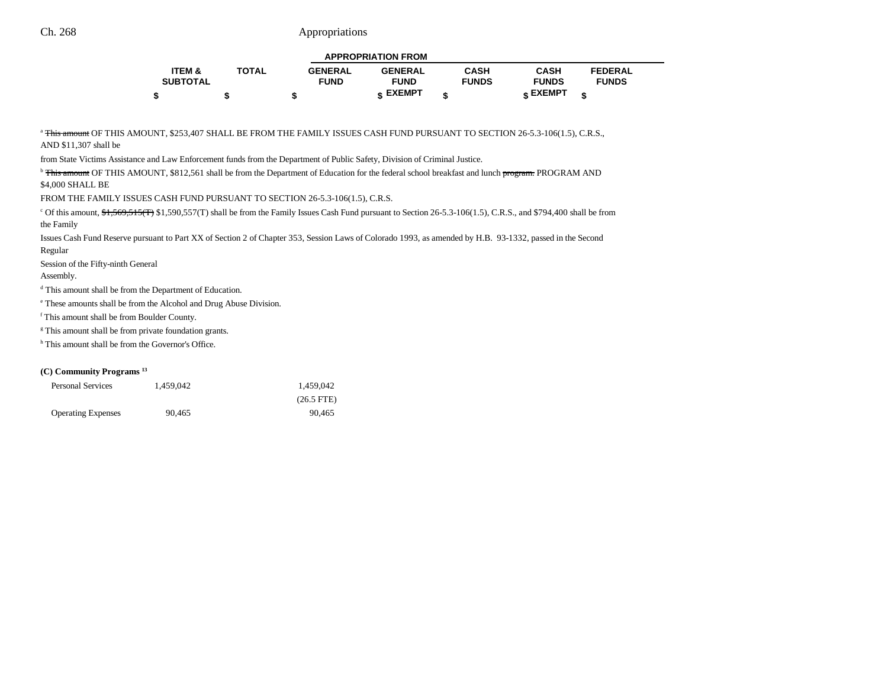| | ITEM & SUBTOTAL | TOTAL | GENERAL FUND | GENERAL FUND EXEMPT | CASH FUNDS | CASH FUNDS EXEMPT | FEDERAL FUNDS |
|---|---|---|---|---|---|---|---|
| | | | APPROPRIATION FROM | | | | |
| | $ | $ | $ | $ | $ | $ | $ |

[a] ~~This amount~~ OF THIS AMOUNT, $253,407 SHALL BE FROM THE FAMILY ISSUES CASH FUND PURSUANT TO SECTION 26-5.3-106(1.5), C.R.S., AND $11,307 shall be from State Victims Assistance and Law Enforcement funds from the Department of Public Safety, Division of Criminal Justice.

[b] ~~This amount~~ OF THIS AMOUNT, $812,561 shall be from the Department of Education for the federal school breakfast and lunch ~~program.~~ PROGRAM AND $4,000 SHALL BE FROM THE FAMILY ISSUES CASH FUND PURSUANT TO SECTION 26-5.3-106(1.5), C.R.S.

[c] Of this amount, ~~$1,569,515(T)~~ $1,590,557(T) shall be from the Family Issues Cash Fund pursuant to Section 26-5.3-106(1.5), C.R.S., and $794,400 shall be from the Family Issues Cash Fund Reserve pursuant to Part XX of Section 2 of Chapter 353, Session Laws of Colorado 1993, as amended by H.B. 93-1332, passed in the Second Regular Session of the Fifty-ninth General Assembly.

[d] This amount shall be from the Department of Education.

[e] These amounts shall be from the Alcohol and Drug Abuse Division.

[f] This amount shall be from Boulder County.

[g] This amount shall be from private foundation grants.

[h] This amount shall be from the Governor's Office.

**(C) Community Programs [13]**

| | ITEM & SUBTOTAL | TOTAL | GENERAL FUND | GENERAL FUND EXEMPT | CASH FUNDS | CASH FUNDS EXEMPT | FEDERAL FUNDS |
|---|---|---|---|---|---|---|---|
| Personal Services | 1,459,042 | | 1,459,042 | | | | |
| | | | (26.5 FTE) | | | | |
| Operating Expenses | 90,465 | | 90,465 | | | | |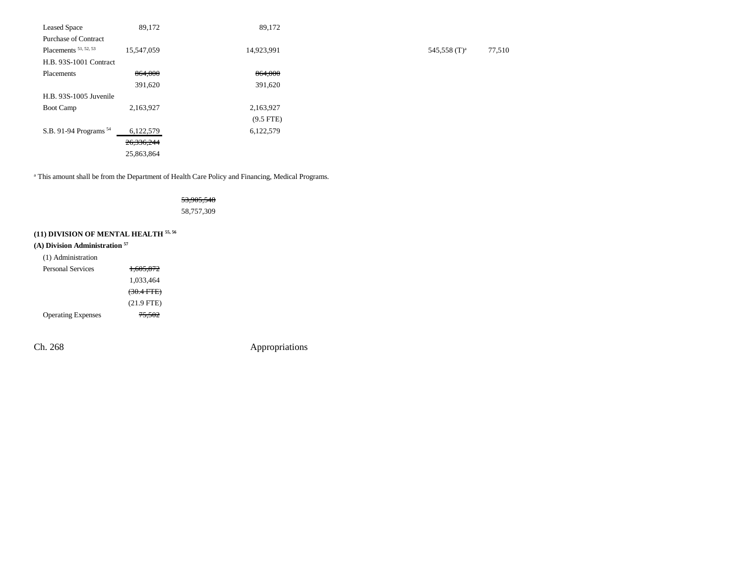| | | | | | | |
|---|---|---|---|---|---|---|
| Leased Space | 89,172 | | 89,172 | | | |
| Purchase of Contract Placements [51, 52, 53] | 15,547,059 | | 14,923,991 | | 545,558 (T)[a] | 77,510 |
| H.B. 93S-1001 Contract Placements | ~~864,000~~ 391,620 | | ~~864,000~~ 391,620 | | | |
| H.B. 93S-1005 Juvenile Boot Camp | 2,163,927 | | 2,163,927 (9.5 FTE) | | | |
| S.B. 91-94 Programs [54] | 6,122,579 | | 6,122,579 | | | |
| | ~~26,336,244~~ 25,863,864 | | | | | |

[a] This amount shall be from the Department of Health Care Policy and Financing, Medical Programs.

~~53,905,548~~
58,757,309

**(11) DIVISION OF MENTAL HEALTH [55, 56]**

**(A) Division Administration [57]**

| | | | | | | |
|---|---|---|---|---|---|---|
| (1) Administration | | | | | | |
| Personal Services | ~~1,605,872~~ 1,033,464 ~~(30.4 FTE)~~ (21.9 FTE) | | | | | |
| Operating Expenses | ~~75,502~~ | | | | | |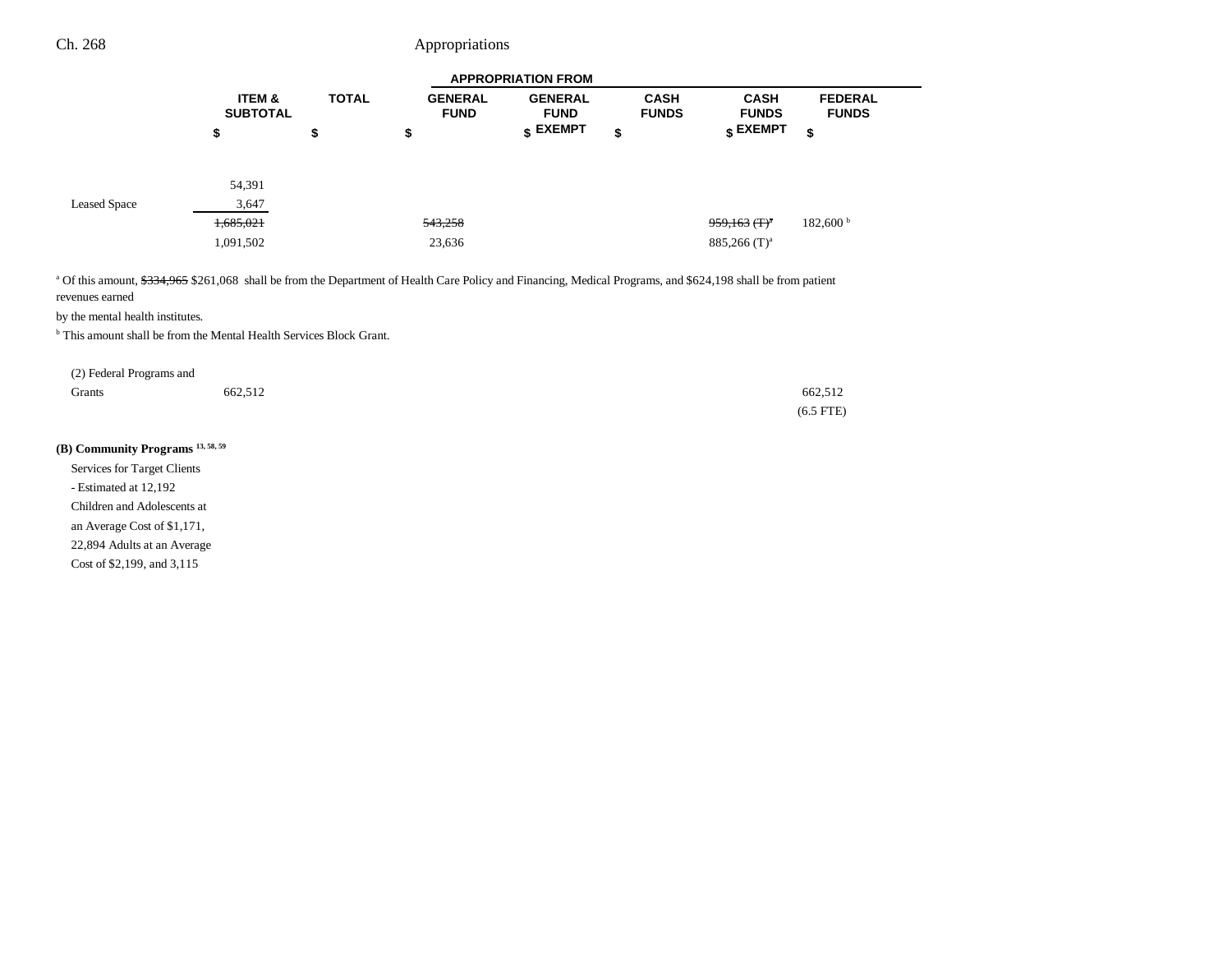| | ITEM & SUBTOTAL | TOTAL | GENERAL FUND | GENERAL FUND EXEMPT | CASH FUNDS | CASH FUNDS EXEMPT | FEDERAL FUNDS |
|---|---|---|---|---|---|---|---|
| | $ | $ | $ | $ | $ | $ | $ |
| | 54,391 | | | | | | |
| Leased Space | 3,647 | | | | | | |
| | ~~1,685,021~~ | | ~~543,258~~ | | | ~~959,163 (T)~~[a] | 182,600 [b] |
| | 1,091,502 | | 23,636 | | | 885,266 (T)[a] | |

[a] Of this amount, ~~$334,965~~ $261,068 shall be from the Department of Health Care Policy and Financing, Medical Programs, and $624,198 shall be from patient revenues earned by the mental health institutes.

[b] This amount shall be from the Mental Health Services Block Grant.

| | ITEM & SUBTOTAL | TOTAL | GENERAL FUND | GENERAL FUND EXEMPT | CASH FUNDS | CASH FUNDS EXEMPT | FEDERAL FUNDS |
|---|---|---|---|---|---|---|---|
| (2) Federal Programs and Grants | 662,512 | | | | | | 662,512 (6.5 FTE) |

**(B) Community Programs [13, 58, 59]**

Services for Target Clients - Estimated at 12,192 Children and Adolescents at an Average Cost of $1,171, 22,894 Adults at an Average Cost of $2,199, and 3,115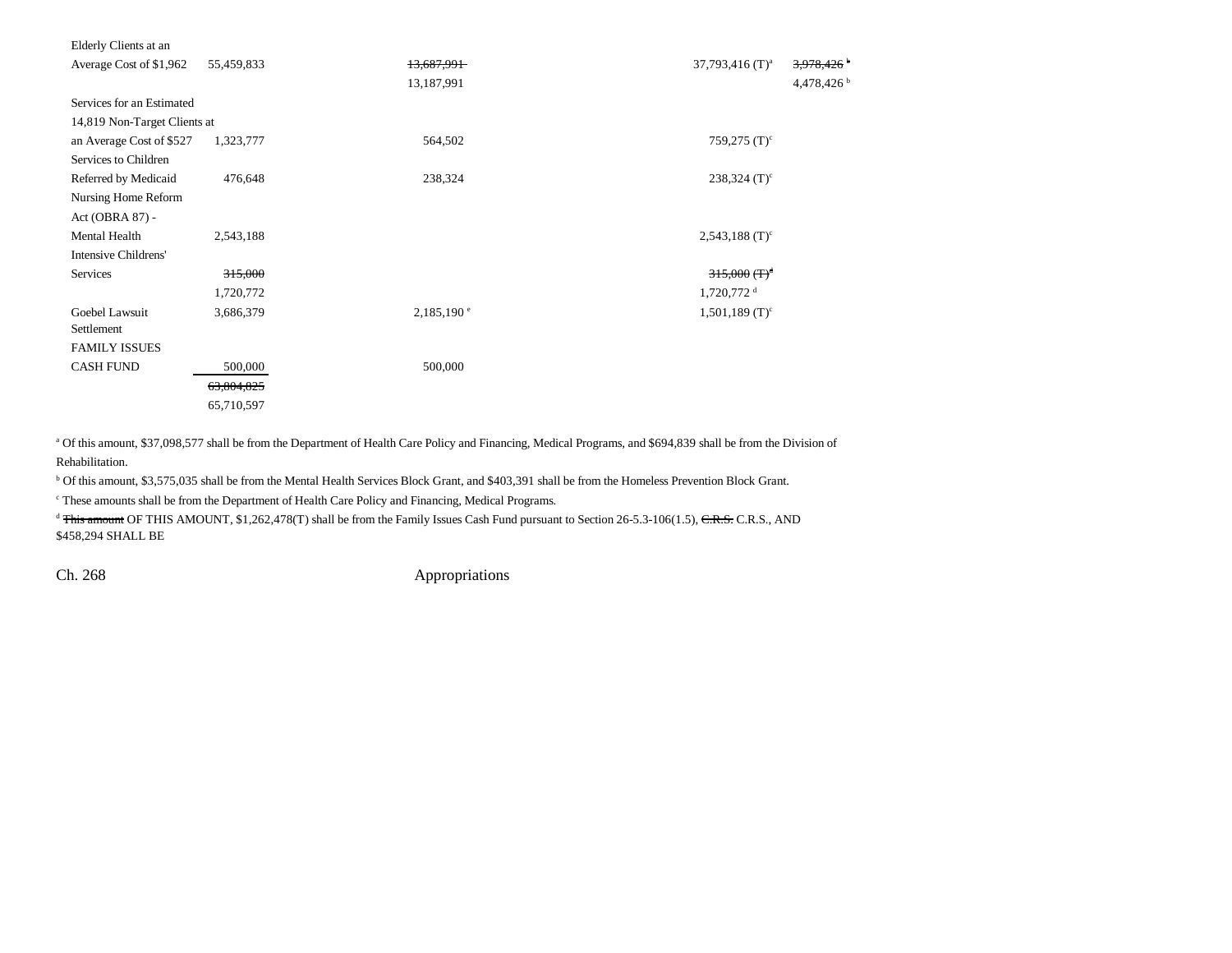| | | | | |
|---|---|---|---|---|
| Elderly Clients at an Average Cost of $1,962 | 55,459,833 | ~~13,687,991~~ 13,187,991 | 37,793,416 (T)[a] | ~~3,978,426~~[b] 4,478,426[b] |
| Services for an Estimated 14,819 Non-Target Clients at an Average Cost of $527 | 1,323,777 | 564,502 | 759,275 (T)[c] | |
| Services to Children Referred by Medicaid | 476,648 | 238,324 | 238,324 (T)[c] | |
| Nursing Home Reform Act (OBRA 87) - Mental Health | 2,543,188 | | 2,543,188 (T)[c] | |
| Intensive Childrens' Services | ~~315,000~~ 1,720,772 | | ~~315,000 (T)~~[d] 1,720,772[d] | |
| Goebel Lawsuit Settlement | 3,686,379 | 2,185,190[e] | 1,501,189 (T)[c] | |
| FAMILY ISSUES CASH FUND | 500,000 | 500,000 | | |
| | ~~63,804,825~~ 65,710,597 | | | |

[a] Of this amount, $37,098,577 shall be from the Department of Health Care Policy and Financing, Medical Programs, and $694,839 shall be from the Division of Rehabilitation.

[b] Of this amount, $3,575,035 shall be from the Mental Health Services Block Grant, and $403,391 shall be from the Homeless Prevention Block Grant.

[c] These amounts shall be from the Department of Health Care Policy and Financing, Medical Programs.

[d] ~~This amount~~ OF THIS AMOUNT, $1,262,478(T) shall be from the Family Issues Cash Fund pursuant to Section 26-5.3-106(1.5), ~~C.R.S.~~ C.R.S., AND $458,294 SHALL BE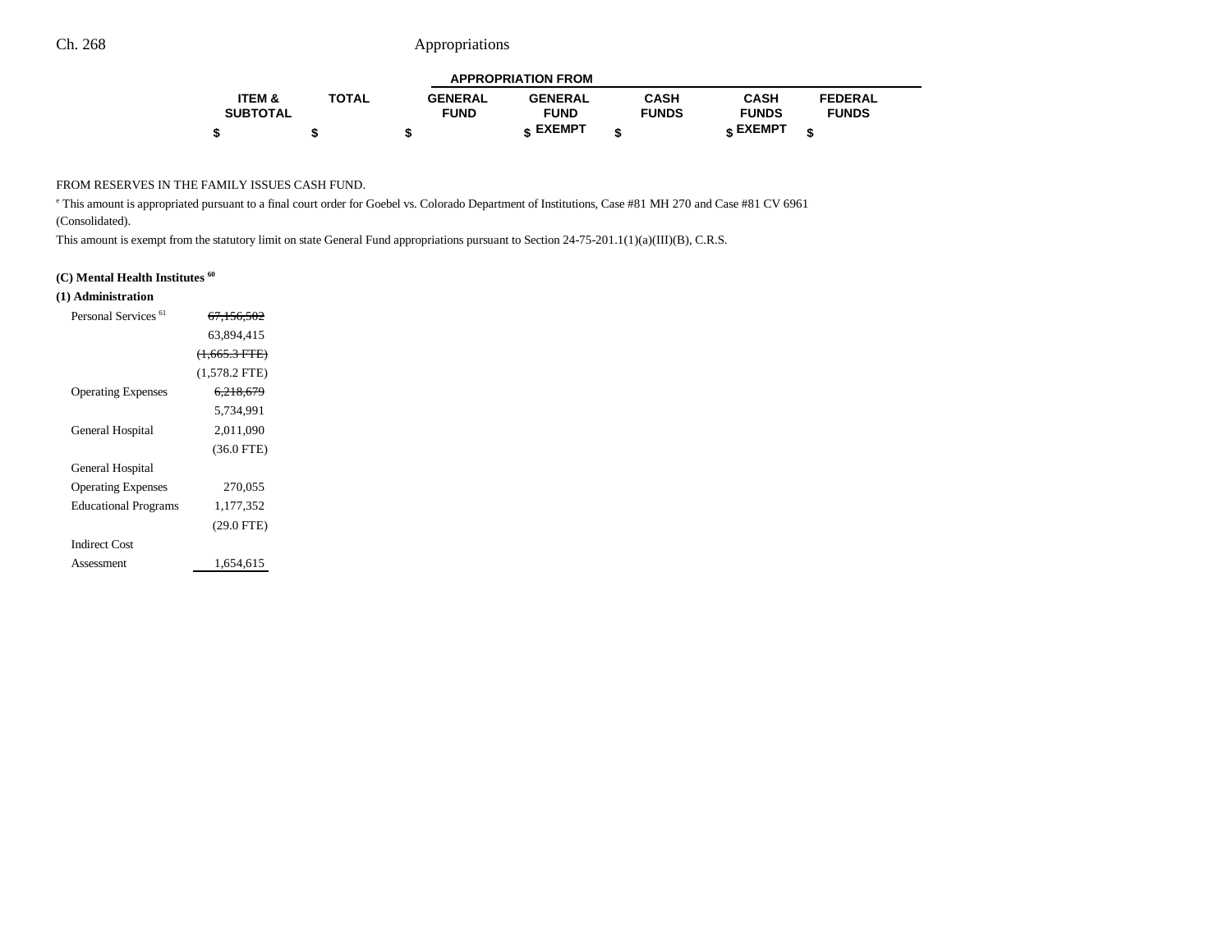| | ITEM & SUBTOTAL | TOTAL | APPROPRIATION FROM | | | | |
|---|---|---|---|---|---|---|---|
| | | | GENERAL FUND | GENERAL FUND EXEMPT | CASH FUNDS | CASH FUNDS EXEMPT | FEDERAL FUNDS |
| | $ | $ | $ | $ | $ | $ | $ |

FROM RESERVES IN THE FAMILY ISSUES CASH FUND.

[e] This amount is appropriated pursuant to a final court order for Goebel vs. Colorado Department of Institutions, Case #81 MH 270 and Case #81 CV 6961 (Consolidated).

This amount is exempt from the statutory limit on state General Fund appropriations pursuant to Section 24-75-201.1(1)(a)(III)(B), C.R.S.

**(C) Mental Health Institutes [60]**

**(1) Administration**

| | ITEM & SUBTOTAL | TOTAL | GENERAL FUND | GENERAL FUND EXEMPT | CASH FUNDS | CASH FUNDS EXEMPT | FEDERAL FUNDS |
|---|---|---|---|---|---|---|---|
| Personal Services [61] | ~~67,156,502~~ 63,894,415 ~~(1,665.3 FTE)~~ (1,578.2 FTE) | | | | | | |
| Operating Expenses | ~~6,218,679~~ 5,734,991 | | | | | | |
| General Hospital | 2,011,090 (36.0 FTE) | | | | | | |
| General Hospital Operating Expenses | 270,055 | | | | | | |
| Educational Programs | 1,177,352 (29.0 FTE) | | | | | | |
| Indirect Cost Assessment | 1,654,615 | | | | | | |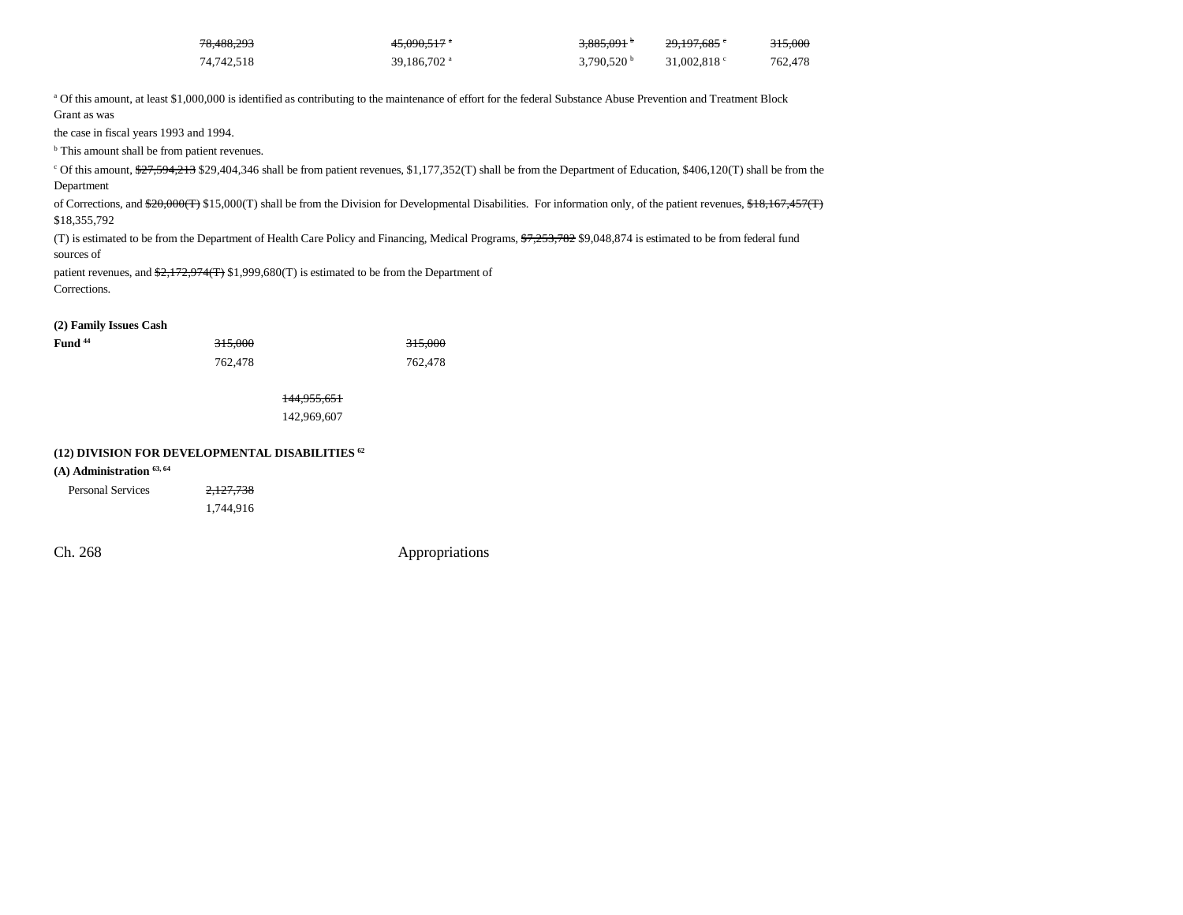| | | | | |
|---|---|---|---|---|
| ~~78,488,293~~ | ~~45,090,517~~ [a] | ~~3,885,091~~ [b] | ~~29,197,685~~ [c] | ~~315,000~~ |
| 74,742,518 | 39,186,702 [a] | 3,790,520 [b] | 31,002,818 [c] | 762,478 |

[a] Of this amount, at least $1,000,000 is identified as contributing to the maintenance of effort for the federal Substance Abuse Prevention and Treatment Block Grant as was the case in fiscal years 1993 and 1994.

[b] This amount shall be from patient revenues.

[c] Of this amount, ~~$27,594,213~~ $29,404,346 shall be from patient revenues, $1,177,352(T) shall be from the Department of Education, $406,120(T) shall be from the Department of Corrections, and ~~$20,000(T)~~ $15,000(T) shall be from the Division for Developmental Disabilities. For information only, of the patient revenues, ~~$18,167,457(T)~~ $18,355,792 (T) is estimated to be from the Department of Health Care Policy and Financing, Medical Programs, ~~$7,253,782~~ $9,048,874 is estimated to be from federal fund sources of patient revenues, and ~~$2,172,974(T)~~ $1,999,680(T) is estimated to be from the Department of Corrections.

**(2) Family Issues Cash Fund** [44]

| | | |
|---|---|---|
| | ~~315,000~~ | ~~315,000~~ |
| | 762,478 | 762,478 |

~~144,955,651~~
142,969,607

**(12) DIVISION FOR DEVELOPMENTAL DISABILITIES** [62]

**(A) Administration** [63, 64]

| | |
|---|---|
| Personal Services | ~~2,127,738~~ |
| | 1,744,916 |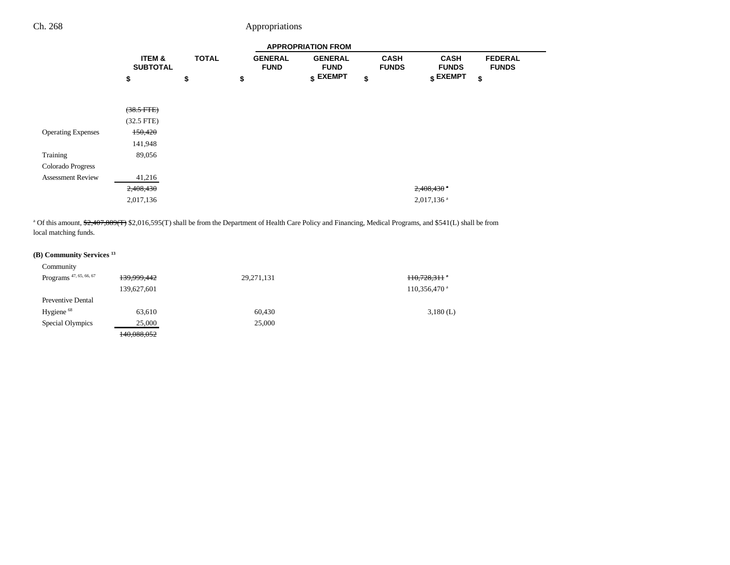| | ITEM & SUBTOTAL | TOTAL | GENERAL FUND | GENERAL FUND EXEMPT | CASH FUNDS | CASH FUNDS EXEMPT | FEDERAL FUNDS |
|---|---|---|---|---|---|---|---|
| | $ | $ | $ | $ | $ | $ | $ |
| | ~~(38.5 FTE)~~ | | | | | | |
| | (32.5 FTE) | | | | | | |
| Operating Expenses | ~~150,420~~ | | | | | | |
| | 141,948 | | | | | | |
| Training | 89,056 | | | | | | |
| Colorado Progress Assessment Review | 41,216 | | | | | | |
| | ~~2,408,430~~ | | | | | ~~2,408,430~~ [a] | |
| | 2,017,136 | | | | | 2,017,136 [a] | |

[a] Of this amount, ~~$2,407,889(T)~~ $2,016,595(T) shall be from the Department of Health Care Policy and Financing, Medical Programs, and $541(L) shall be from local matching funds.

**(B) Community Services [13]**

| | ITEM & SUBTOTAL | TOTAL | GENERAL FUND | GENERAL FUND EXEMPT | CASH FUNDS | CASH FUNDS EXEMPT | FEDERAL FUNDS |
|---|---|---|---|---|---|---|---|
| Community Programs [47, 65, 66, 67] | ~~139,999,442~~ | | 29,271,131 | | | ~~110,728,311~~ [a] | |
| | 139,627,601 | | | | | 110,356,470 [a] | |
| Preventive Dental Hygiene [68] | 63,610 | | 60,430 | | | 3,180 (L) | |
| Special Olympics | 25,000 | | 25,000 | | | | |
| | ~~140,088,052~~ | | | | | | |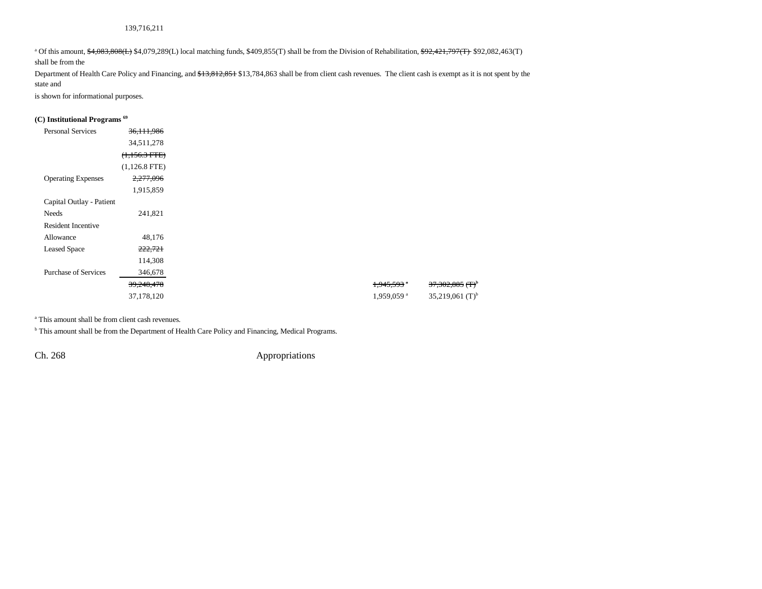139,716,211

[a] Of this amount, ~~$4,083,808(L)~~ $4,079,289(L) local matching funds, $409,855(T) shall be from the Division of Rehabilitation, ~~$92,421,797(T)~~ $92,082,463(T) shall be from the Department of Health Care Policy and Financing, and ~~$13,812,851~~ $13,784,863 shall be from client cash revenues. The client cash is exempt as it is not spent by the state and is shown for informational purposes.

**(C) Institutional Programs [69]**

| | | | |
|---|---|---|---|
| Personal Services | ~~36,111,986~~ | | |
| | 34,511,278 | | |
| | ~~(1,156.3 FTE)~~ | | |
| | (1,126.8 FTE) | | |
| Operating Expenses | ~~2,277,096~~ | | |
| | 1,915,859 | | |
| Capital Outlay - Patient Needs | 241,821 | | |
| Resident Incentive Allowance | 48,176 | | |
| Leased Space | ~~222,721~~ | | |
| | 114,308 | | |
| Purchase of Services | 346,678 | | |
| | ~~39,248,478~~ | ~~1,945,593~~ [a] | ~~37,302,885 (T)~~ [b] |
| | 37,178,120 | 1,959,059 [a] | 35,219,061 (T) [b] |

[a] This amount shall be from client cash revenues.

[b] This amount shall be from the Department of Health Care Policy and Financing, Medical Programs.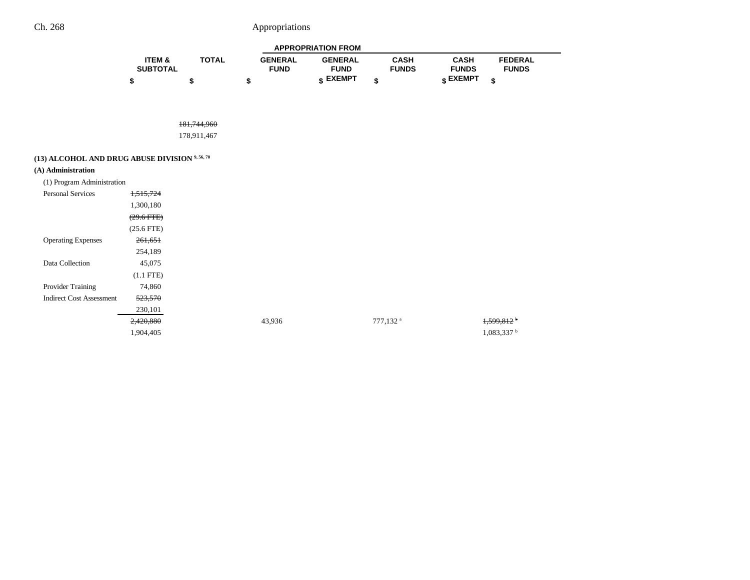| | ITEM & SUBTOTAL | TOTAL | APPROPRIATION FROM GENERAL FUND | GENERAL FUND EXEMPT | CASH FUNDS | CASH FUNDS EXEMPT | FEDERAL FUNDS |
|---|---|---|---|---|---|---|---|
| | $ | $ | $ | $ | $ | $ | $ |
| | | ~~181,744,960~~ | | | | | |
| | | 178,911,467 | | | | | |
| **(13) ALCOHOL AND DRUG ABUSE DIVISION [9, 56, 70]** | | | | | | | |
| **(A) Administration** | | | | | | | |
| (1) Program Administration | | | | | | | |
| Personal Services | ~~1,515,724~~ | | | | | | |
| | 1,300,180 | | | | | | |
| | ~~(29.6 FTE)~~ | | | | | | |
| | (25.6 FTE) | | | | | | |
| Operating Expenses | ~~261,651~~ | | | | | | |
| | 254,189 | | | | | | |
| Data Collection | 45,075 | | | | | | |
| | (1.1 FTE) | | | | | | |
| Provider Training | 74,860 | | | | | | |
| Indirect Cost Assessment | ~~523,570~~ | | | | | | |
| | 230,101 | | | | | | |
| | ~~2,420,880~~ | | 43,936 | | 777,132 [a] | | ~~1,599,812~~ [b] |
| | 1,904,405 | | | | | | 1,083,337 [b] |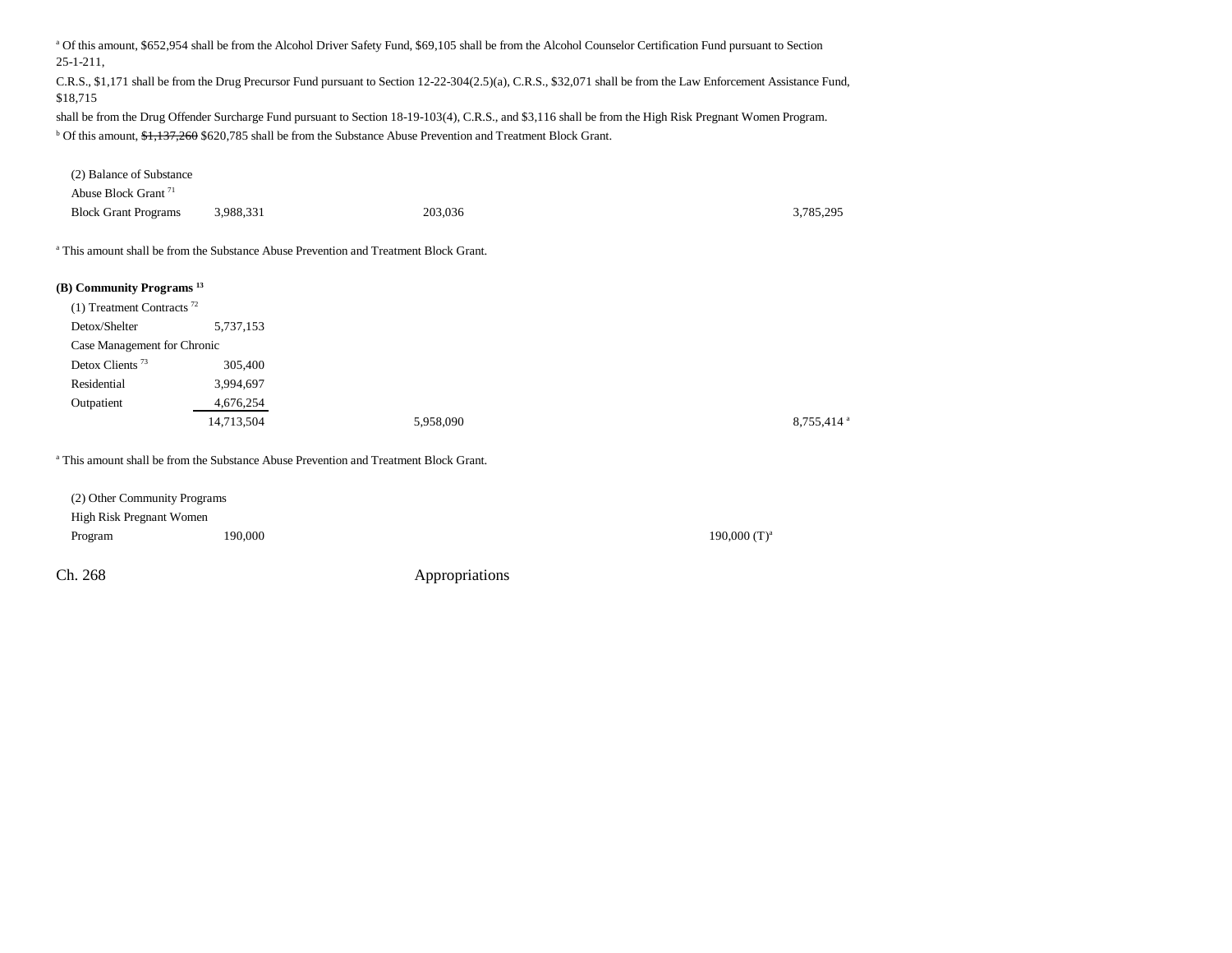[a] Of this amount, $652,954 shall be from the Alcohol Driver Safety Fund, $69,105 shall be from the Alcohol Counselor Certification Fund pursuant to Section 25-1-211, C.R.S., $1,171 shall be from the Drug Precursor Fund pursuant to Section 12-22-304(2.5)(a), C.R.S., $32,071 shall be from the Law Enforcement Assistance Fund, $18,715 shall be from the Drug Offender Surcharge Fund pursuant to Section 18-19-103(4), C.R.S., and $3,116 shall be from the High Risk Pregnant Women Program.

[b] Of this amount, ~~$1,137,260~~ $620,785 shall be from the Substance Abuse Prevention and Treatment Block Grant.

| | | | | |
|---|---|---|---|---|
| (2) Balance of Substance Abuse Block Grant [71] | | | | |
| Block Grant Programs | 3,988,331 | 203,036 | | 3,785,295 |

[a] This amount shall be from the Substance Abuse Prevention and Treatment Block Grant.

**(B) Community Programs [13]**

| | | | | |
|---|---|---|---|---|
| (1) Treatment Contracts [72] | | | | |
| Detox/Shelter | 5,737,153 | | | |
| Case Management for Chronic Detox Clients [73] | 305,400 | | | |
| Residential | 3,994,697 | | | |
| Outpatient | 4,676,254 | | | |
| | 14,713,504 | 5,958,090 | | 8,755,414 [a] |

[a] This amount shall be from the Substance Abuse Prevention and Treatment Block Grant.

| | | | | |
|---|---|---|---|---|
| (2) Other Community Programs | | | | |
| High Risk Pregnant Women Program | 190,000 | | 190,000 (T)[a] | |

Ch. 268 Appropriations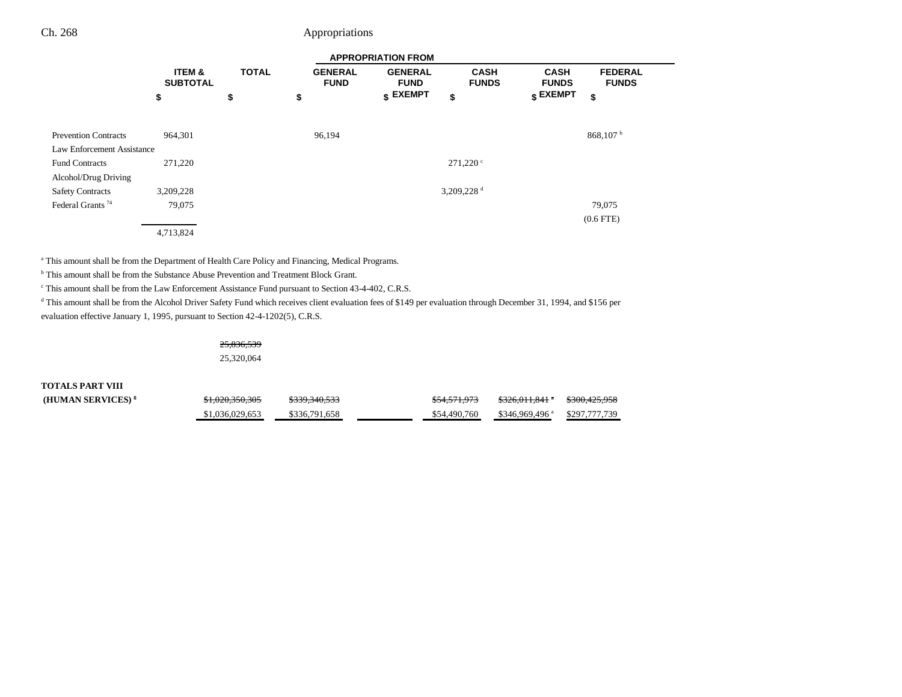| | ITEM & SUBTOTAL | TOTAL | APPROPRIATION FROM GENERAL FUND | GENERAL FUND EXEMPT | CASH FUNDS | CASH FUNDS EXEMPT | FEDERAL FUNDS |
|---|---|---|---|---|---|---|---|
| | $ | $ | $ | $ | $ | $ | $ |
| Prevention Contracts | 964,301 | | 96,194 | | | | 868,107[b] |
| Law Enforcement Assistance Fund Contracts | 271,220 | | | | 271,220[c] | | |
| Alcohol/Drug Driving Safety Contracts | 3,209,228 | | | | 3,209,228[d] | | |
| Federal Grants[74] | 79,075 | | | | | | 79,075 (0.6 FTE) |
| | 4,713,824 | | | | | | |

[a] This amount shall be from the Department of Health Care Policy and Financing, Medical Programs.

[b] This amount shall be from the Substance Abuse Prevention and Treatment Block Grant.

[c] This amount shall be from the Law Enforcement Assistance Fund pursuant to Section 43-4-402, C.R.S.

[d] This amount shall be from the Alcohol Driver Safety Fund which receives client evaluation fees of $149 per evaluation through December 31, 1994, and $156 per evaluation effective January 1, 1995, pursuant to Section 42-4-1202(5), C.R.S.

| | ITEM & SUBTOTAL | TOTAL | GENERAL FUND | GENERAL FUND EXEMPT | CASH FUNDS | CASH FUNDS EXEMPT | FEDERAL FUNDS |
|---|---|---|---|---|---|---|---|
| | | ~~25,836,539~~ 25,320,064 | | | | | |
| **TOTALS PART VIII (HUMAN SERVICES)[8]** | | ~~$1,020,350,305~~ $1,036,029,653 | ~~$339,340,533~~ $336,791,658 | | ~~$54,571,973~~ $54,490,760 | ~~$326,011,841[a]~~ $346,969,496[a] | ~~$300,425,958~~ $297,777,739 |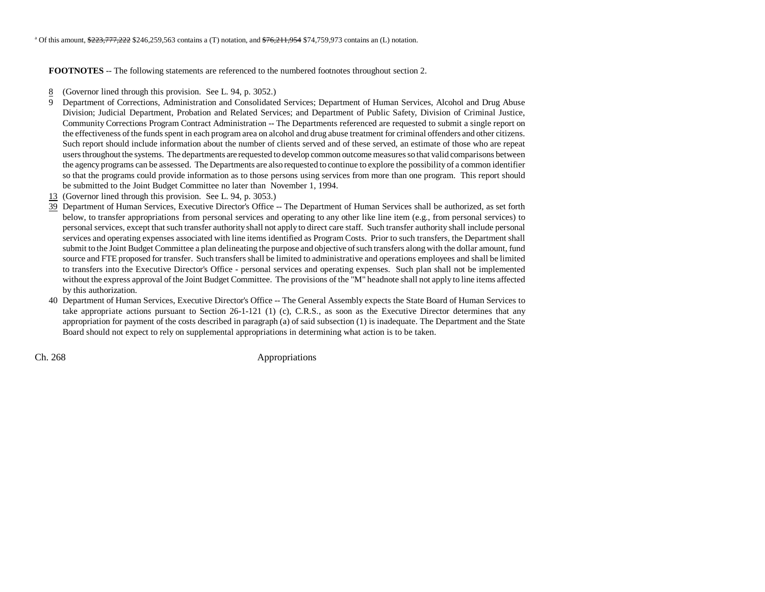[a] Of this amount, ~~$223,777,222~~ $246,259,563 contains a (T) notation, and ~~$76,211,954~~ $74,759,973 contains an (L) notation.

**FOOTNOTES** -- The following statements are referenced to the numbered footnotes throughout section 2.

8 (Governor lined through this provision. See L. 94, p. 3052.)

9 Department of Corrections, Administration and Consolidated Services; Department of Human Services, Alcohol and Drug Abuse Division; Judicial Department, Probation and Related Services; and Department of Public Safety, Division of Criminal Justice, Community Corrections Program Contract Administration -- The Departments referenced are requested to submit a single report on the effectiveness of the funds spent in each program area on alcohol and drug abuse treatment for criminal offenders and other citizens. Such report should include information about the number of clients served and of these served, an estimate of those who are repeat users throughout the systems. The departments are requested to develop common outcome measures so that valid comparisons between the agency programs can be assessed. The Departments are also requested to continue to explore the possibility of a common identifier so that the programs could provide information as to those persons using services from more than one program. This report should be submitted to the Joint Budget Committee no later than November 1, 1994.

13 (Governor lined through this provision. See L. 94, p. 3053.)

39 Department of Human Services, Executive Director's Office -- The Department of Human Services shall be authorized, as set forth below, to transfer appropriations from personal services and operating to any other like line item (e.g., from personal services) to personal services, except that such transfer authority shall not apply to direct care staff. Such transfer authority shall include personal services and operating expenses associated with line items identified as Program Costs. Prior to such transfers, the Department shall submit to the Joint Budget Committee a plan delineating the purpose and objective of such transfers along with the dollar amount, fund source and FTE proposed for transfer. Such transfers shall be limited to administrative and operations employees and shall be limited to transfers into the Executive Director's Office - personal services and operating expenses. Such plan shall not be implemented without the express approval of the Joint Budget Committee. The provisions of the "M" headnote shall not apply to line items affected by this authorization.

40 Department of Human Services, Executive Director's Office -- The General Assembly expects the State Board of Human Services to take appropriate actions pursuant to Section 26-1-121 (1) (c), C.R.S., as soon as the Executive Director determines that any appropriation for payment of the costs described in paragraph (a) of said subsection (1) is inadequate. The Department and the State Board should not expect to rely on supplemental appropriations in determining what action is to be taken.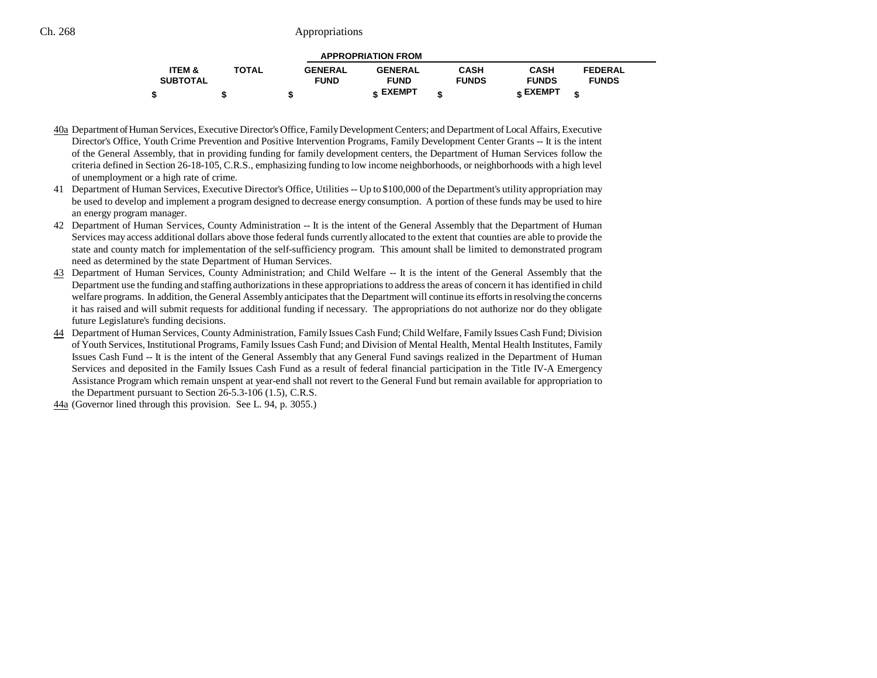| ITEM & SUBTOTAL | TOTAL | APPROPRIATION FROM GENERAL FUND | GENERAL FUND EXEMPT | CASH FUNDS | CASH FUNDS EXEMPT | FEDERAL FUNDS |
|---|---|---|---|---|---|---|
| $ | $ | $ | $ | $ | $ | $ |

40a Department of Human Services, Executive Director's Office, Family Development Centers; and Department of Local Affairs, Executive Director's Office, Youth Crime Prevention and Positive Intervention Programs, Family Development Center Grants -- It is the intent of the General Assembly, that in providing funding for family development centers, the Department of Human Services follow the criteria defined in Section 26-18-105, C.R.S., emphasizing funding to low income neighborhoods, or neighborhoods with a high level of unemployment or a high rate of crime.

41 Department of Human Services, Executive Director's Office, Utilities -- Up to $100,000 of the Department's utility appropriation may be used to develop and implement a program designed to decrease energy consumption. A portion of these funds may be used to hire an energy program manager.

42 Department of Human Services, County Administration -- It is the intent of the General Assembly that the Department of Human Services may access additional dollars above those federal funds currently allocated to the extent that counties are able to provide the state and county match for implementation of the self-sufficiency program. This amount shall be limited to demonstrated program need as determined by the state Department of Human Services.

43 Department of Human Services, County Administration; and Child Welfare -- It is the intent of the General Assembly that the Department use the funding and staffing authorizations in these appropriations to address the areas of concern it has identified in child welfare programs. In addition, the General Assembly anticipates that the Department will continue its efforts in resolving the concerns it has raised and will submit requests for additional funding if necessary. The appropriations do not authorize nor do they obligate future Legislature's funding decisions.

44 Department of Human Services, County Administration, Family Issues Cash Fund; Child Welfare, Family Issues Cash Fund; Division of Youth Services, Institutional Programs, Family Issues Cash Fund; and Division of Mental Health, Mental Health Institutes, Family Issues Cash Fund -- It is the intent of the General Assembly that any General Fund savings realized in the Department of Human Services and deposited in the Family Issues Cash Fund as a result of federal financial participation in the Title IV-A Emergency Assistance Program which remain unspent at year-end shall not revert to the General Fund but remain available for appropriation to the Department pursuant to Section 26-5.3-106 (1.5), C.R.S.

44a (Governor lined through this provision. See L. 94, p. 3055.)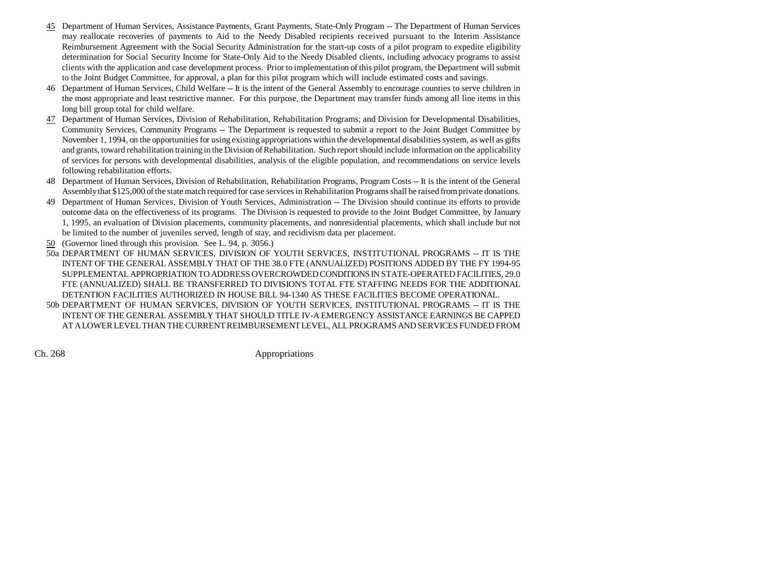45 Department of Human Services, Assistance Payments, Grant Payments, State-Only Program -- The Department of Human Services may reallocate recoveries of payments to Aid to the Needy Disabled recipients received pursuant to the Interim Assistance Reimbursement Agreement with the Social Security Administration for the start-up costs of a pilot program to expedite eligibility determination for Social Security Income for State-Only Aid to the Needy Disabled clients, including advocacy programs to assist clients with the application and case development process. Prior to implementation of this pilot program, the Department will submit to the Joint Budget Committee, for approval, a plan for this pilot program which will include estimated costs and savings.

46 Department of Human Services, Child Welfare -- It is the intent of the General Assembly to encourage counties to serve children in the most appropriate and least restrictive manner. For this purpose, the Department may transfer funds among all line items in this long bill group total for child welfare.

47 Department of Human Services, Division of Rehabilitation, Rehabilitation Programs; and Division for Developmental Disabilities, Community Services, Community Programs -- The Department is requested to submit a report to the Joint Budget Committee by November 1, 1994, on the opportunities for using existing appropriations within the developmental disabilities system, as well as gifts and grants, toward rehabilitation training in the Division of Rehabilitation. Such report should include information on the applicability of services for persons with developmental disabilities, analysis of the eligible population, and recommendations on service levels following rehabilitation efforts.

48 Department of Human Services, Division of Rehabilitation, Rehabilitation Programs, Program Costs -- It is the intent of the General Assembly that $125,000 of the state match required for case services in Rehabilitation Programs shall be raised from private donations.

49 Department of Human Services, Division of Youth Services, Administration -- The Division should continue its efforts to provide outcome data on the effectiveness of its programs. The Division is requested to provide to the Joint Budget Committee, by January 1, 1995, an evaluation of Division placements, community placements, and nonresidential placements, which shall include but not be limited to the number of juveniles served, length of stay, and recidivism data per placement.

50 (Governor lined through this provision. See L. 94, p. 3056.)

50a DEPARTMENT OF HUMAN SERVICES, DIVISION OF YOUTH SERVICES, INSTITUTIONAL PROGRAMS -- IT IS THE INTENT OF THE GENERAL ASSEMBLY THAT OF THE 38.0 FTE (ANNUALIZED) POSITIONS ADDED BY THE FY 1994-95 SUPPLEMENTAL APPROPRIATION TO ADDRESS OVERCROWDED CONDITIONS IN STATE-OPERATED FACILITIES, 29.0 FTE (ANNUALIZED) SHALL BE TRANSFERRED TO DIVISION'S TOTAL FTE STAFFING NEEDS FOR THE ADDITIONAL DETENTION FACILITIES AUTHORIZED IN HOUSE BILL 94-1340 AS THESE FACILITIES BECOME OPERATIONAL.

50b DEPARTMENT OF HUMAN SERVICES, DIVISION OF YOUTH SERVICES, INSTITUTIONAL PROGRAMS -- IT IS THE INTENT OF THE GENERAL ASSEMBLY THAT SHOULD TITLE IV-A EMERGENCY ASSISTANCE EARNINGS BE CAPPED AT A LOWER LEVEL THAN THE CURRENT REIMBURSEMENT LEVEL, ALL PROGRAMS AND SERVICES FUNDED FROM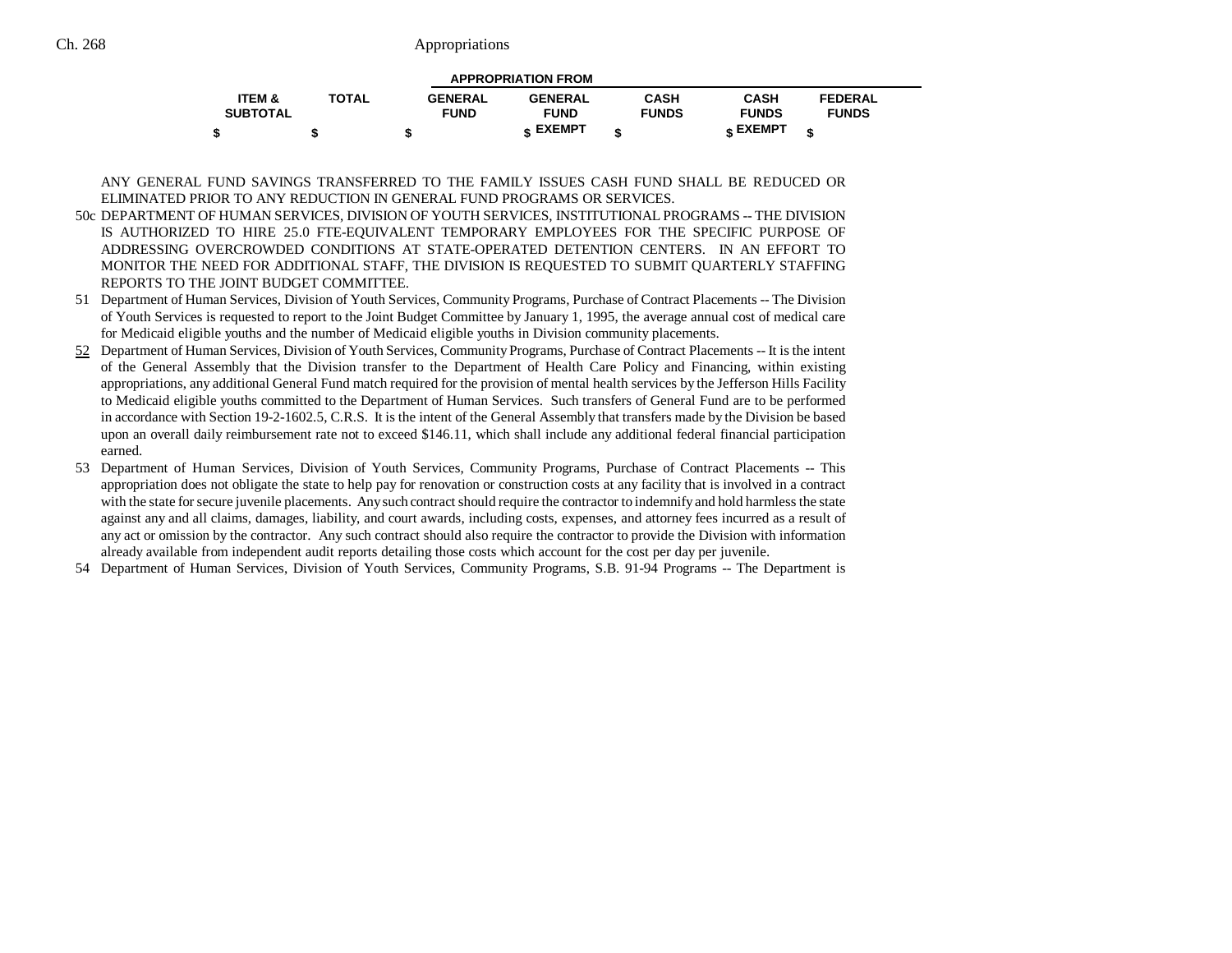| ITEM & SUBTOTAL | TOTAL | APPROPRIATION FROM GENERAL FUND | GENERAL FUND EXEMPT | CASH FUNDS | CASH FUNDS EXEMPT | FEDERAL FUNDS |
|---|---|---|---|---|---|---|
| $ | $ | $ | $ | $ | $ | $ |

ANY GENERAL FUND SAVINGS TRANSFERRED TO THE FAMILY ISSUES CASH FUND SHALL BE REDUCED OR ELIMINATED PRIOR TO ANY REDUCTION IN GENERAL FUND PROGRAMS OR SERVICES.

50c DEPARTMENT OF HUMAN SERVICES, DIVISION OF YOUTH SERVICES, INSTITUTIONAL PROGRAMS -- THE DIVISION IS AUTHORIZED TO HIRE 25.0 FTE-EQUIVALENT TEMPORARY EMPLOYEES FOR THE SPECIFIC PURPOSE OF ADDRESSING OVERCROWDED CONDITIONS AT STATE-OPERATED DETENTION CENTERS. IN AN EFFORT TO MONITOR THE NEED FOR ADDITIONAL STAFF, THE DIVISION IS REQUESTED TO SUBMIT QUARTERLY STAFFING REPORTS TO THE JOINT BUDGET COMMITTEE.

51 Department of Human Services, Division of Youth Services, Community Programs, Purchase of Contract Placements -- The Division of Youth Services is requested to report to the Joint Budget Committee by January 1, 1995, the average annual cost of medical care for Medicaid eligible youths and the number of Medicaid eligible youths in Division community placements.

52 Department of Human Services, Division of Youth Services, Community Programs, Purchase of Contract Placements -- It is the intent of the General Assembly that the Division transfer to the Department of Health Care Policy and Financing, within existing appropriations, any additional General Fund match required for the provision of mental health services by the Jefferson Hills Facility to Medicaid eligible youths committed to the Department of Human Services. Such transfers of General Fund are to be performed in accordance with Section 19-2-1602.5, C.R.S. It is the intent of the General Assembly that transfers made by the Division be based upon an overall daily reimbursement rate not to exceed $146.11, which shall include any additional federal financial participation earned.

53 Department of Human Services, Division of Youth Services, Community Programs, Purchase of Contract Placements -- This appropriation does not obligate the state to help pay for renovation or construction costs at any facility that is involved in a contract with the state for secure juvenile placements. Any such contract should require the contractor to indemnify and hold harmless the state against any and all claims, damages, liability, and court awards, including costs, expenses, and attorney fees incurred as a result of any act or omission by the contractor. Any such contract should also require the contractor to provide the Division with information already available from independent audit reports detailing those costs which account for the cost per day per juvenile.

54 Department of Human Services, Division of Youth Services, Community Programs, S.B. 91-94 Programs -- The Department is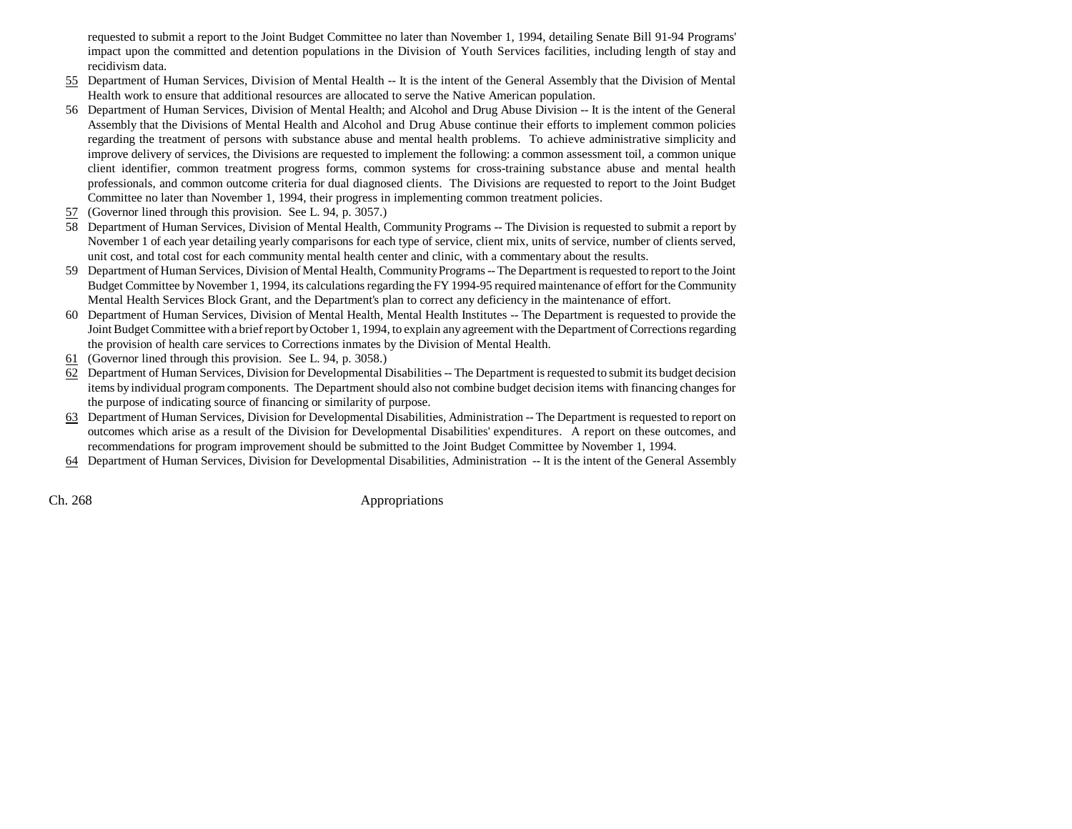requested to submit a report to the Joint Budget Committee no later than November 1, 1994, detailing Senate Bill 91-94 Programs' impact upon the committed and detention populations in the Division of Youth Services facilities, including length of stay and recidivism data.

55 Department of Human Services, Division of Mental Health -- It is the intent of the General Assembly that the Division of Mental Health work to ensure that additional resources are allocated to serve the Native American population.

56 Department of Human Services, Division of Mental Health; and Alcohol and Drug Abuse Division -- It is the intent of the General Assembly that the Divisions of Mental Health and Alcohol and Drug Abuse continue their efforts to implement common policies regarding the treatment of persons with substance abuse and mental health problems. To achieve administrative simplicity and improve delivery of services, the Divisions are requested to implement the following: a common assessment toil, a common unique client identifier, common treatment progress forms, common systems for cross-training substance abuse and mental health professionals, and common outcome criteria for dual diagnosed clients. The Divisions are requested to report to the Joint Budget Committee no later than November 1, 1994, their progress in implementing common treatment policies.

57 (Governor lined through this provision. See L. 94, p. 3057.)

58 Department of Human Services, Division of Mental Health, Community Programs -- The Division is requested to submit a report by November 1 of each year detailing yearly comparisons for each type of service, client mix, units of service, number of clients served, unit cost, and total cost for each community mental health center and clinic, with a commentary about the results.

59 Department of Human Services, Division of Mental Health, Community Programs -- The Department is requested to report to the Joint Budget Committee by November 1, 1994, its calculations regarding the FY 1994-95 required maintenance of effort for the Community Mental Health Services Block Grant, and the Department's plan to correct any deficiency in the maintenance of effort.

60 Department of Human Services, Division of Mental Health, Mental Health Institutes -- The Department is requested to provide the Joint Budget Committee with a brief report by October 1, 1994, to explain any agreement with the Department of Corrections regarding the provision of health care services to Corrections inmates by the Division of Mental Health.

61 (Governor lined through this provision. See L. 94, p. 3058.)

62 Department of Human Services, Division for Developmental Disabilities -- The Department is requested to submit its budget decision items by individual program components. The Department should also not combine budget decision items with financing changes for the purpose of indicating source of financing or similarity of purpose.

63 Department of Human Services, Division for Developmental Disabilities, Administration -- The Department is requested to report on outcomes which arise as a result of the Division for Developmental Disabilities' expenditures. A report on these outcomes, and recommendations for program improvement should be submitted to the Joint Budget Committee by November 1, 1994.

64 Department of Human Services, Division for Developmental Disabilities, Administration -- It is the intent of the General Assembly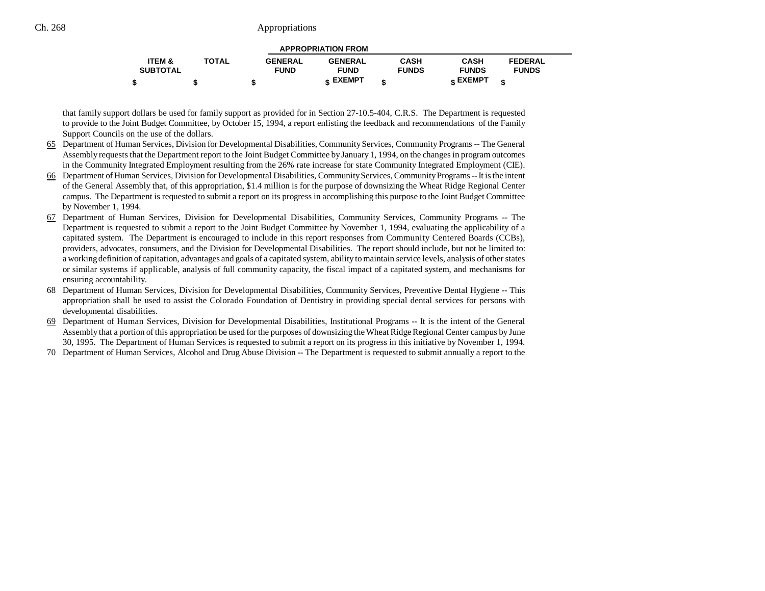| ITEM & SUBTOTAL | TOTAL | APPROPRIATION FROM | | | | |
|---|---|---|---|---|---|---|
| | | GENERAL FUND | GENERAL FUND EXEMPT | CASH FUNDS | CASH FUNDS EXEMPT | FEDERAL FUNDS |
| $ | $ | $ | $ | $ | $ | $ |

that family support dollars be used for family support as provided for in Section 27-10.5-404, C.R.S. The Department is requested to provide to the Joint Budget Committee, by October 15, 1994, a report enlisting the feedback and recommendations of the Family Support Councils on the use of the dollars.

65 Department of Human Services, Division for Developmental Disabilities, Community Services, Community Programs -- The General Assembly requests that the Department report to the Joint Budget Committee by January 1, 1994, on the changes in program outcomes in the Community Integrated Employment resulting from the 26% rate increase for state Community Integrated Employment (CIE).

66 Department of Human Services, Division for Developmental Disabilities, Community Services, Community Programs -- It is the intent of the General Assembly that, of this appropriation, $1.4 million is for the purpose of downsizing the Wheat Ridge Regional Center campus. The Department is requested to submit a report on its progress in accomplishing this purpose to the Joint Budget Committee by November 1, 1994.

67 Department of Human Services, Division for Developmental Disabilities, Community Services, Community Programs -- The Department is requested to submit a report to the Joint Budget Committee by November 1, 1994, evaluating the applicability of a capitated system. The Department is encouraged to include in this report responses from Community Centered Boards (CCBs), providers, advocates, consumers, and the Division for Developmental Disabilities. The report should include, but not be limited to: a working definition of capitation, advantages and goals of a capitated system, ability to maintain service levels, analysis of other states or similar systems if applicable, analysis of full community capacity, the fiscal impact of a capitated system, and mechanisms for ensuring accountability.

68 Department of Human Services, Division for Developmental Disabilities, Community Services, Preventive Dental Hygiene -- This appropriation shall be used to assist the Colorado Foundation of Dentistry in providing special dental services for persons with developmental disabilities.

69 Department of Human Services, Division for Developmental Disabilities, Institutional Programs -- It is the intent of the General Assembly that a portion of this appropriation be used for the purposes of downsizing the Wheat Ridge Regional Center campus by June 30, 1995. The Department of Human Services is requested to submit a report on its progress in this initiative by November 1, 1994.

70 Department of Human Services, Alcohol and Drug Abuse Division -- The Department is requested to submit annually a report to the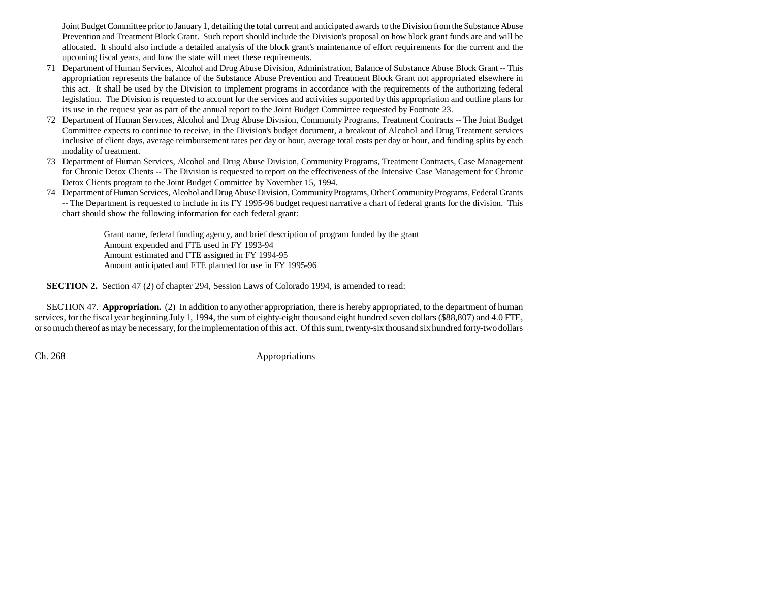Joint Budget Committee prior to January 1, detailing the total current and anticipated awards to the Division from the Substance Abuse Prevention and Treatment Block Grant. Such report should include the Division's proposal on how block grant funds are and will be allocated. It should also include a detailed analysis of the block grant's maintenance of effort requirements for the current and the upcoming fiscal years, and how the state will meet these requirements.

71 Department of Human Services, Alcohol and Drug Abuse Division, Administration, Balance of Substance Abuse Block Grant -- This appropriation represents the balance of the Substance Abuse Prevention and Treatment Block Grant not appropriated elsewhere in this act. It shall be used by the Division to implement programs in accordance with the requirements of the authorizing federal legislation. The Division is requested to account for the services and activities supported by this appropriation and outline plans for its use in the request year as part of the annual report to the Joint Budget Committee requested by Footnote 23.

72 Department of Human Services, Alcohol and Drug Abuse Division, Community Programs, Treatment Contracts -- The Joint Budget Committee expects to continue to receive, in the Division's budget document, a breakout of Alcohol and Drug Treatment services inclusive of client days, average reimbursement rates per day or hour, average total costs per day or hour, and funding splits by each modality of treatment.

73 Department of Human Services, Alcohol and Drug Abuse Division, Community Programs, Treatment Contracts, Case Management for Chronic Detox Clients -- The Division is requested to report on the effectiveness of the Intensive Case Management for Chronic Detox Clients program to the Joint Budget Committee by November 15, 1994.

74 Department of Human Services, Alcohol and Drug Abuse Division, Community Programs, Other Community Programs, Federal Grants -- The Department is requested to include in its FY 1995-96 budget request narrative a chart of federal grants for the division. This chart should show the following information for each federal grant:

> Grant name, federal funding agency, and brief description of program funded by the grant
> Amount expended and FTE used in FY 1993-94
> Amount estimated and FTE assigned in FY 1994-95
> Amount anticipated and FTE planned for use in FY 1995-96

**SECTION 2.** Section 47 (2) of chapter 294, Session Laws of Colorado 1994, is amended to read:

SECTION 47. **Appropriation.** (2) In addition to any other appropriation, there is hereby appropriated, to the department of human services, for the fiscal year beginning July 1, 1994, the sum of eighty-eight thousand eight hundred seven dollars ($88,807) and 4.0 FTE, or so much thereof as may be necessary, for the implementation of this act. Of this sum, twenty-six thousand six hundred forty-two dollars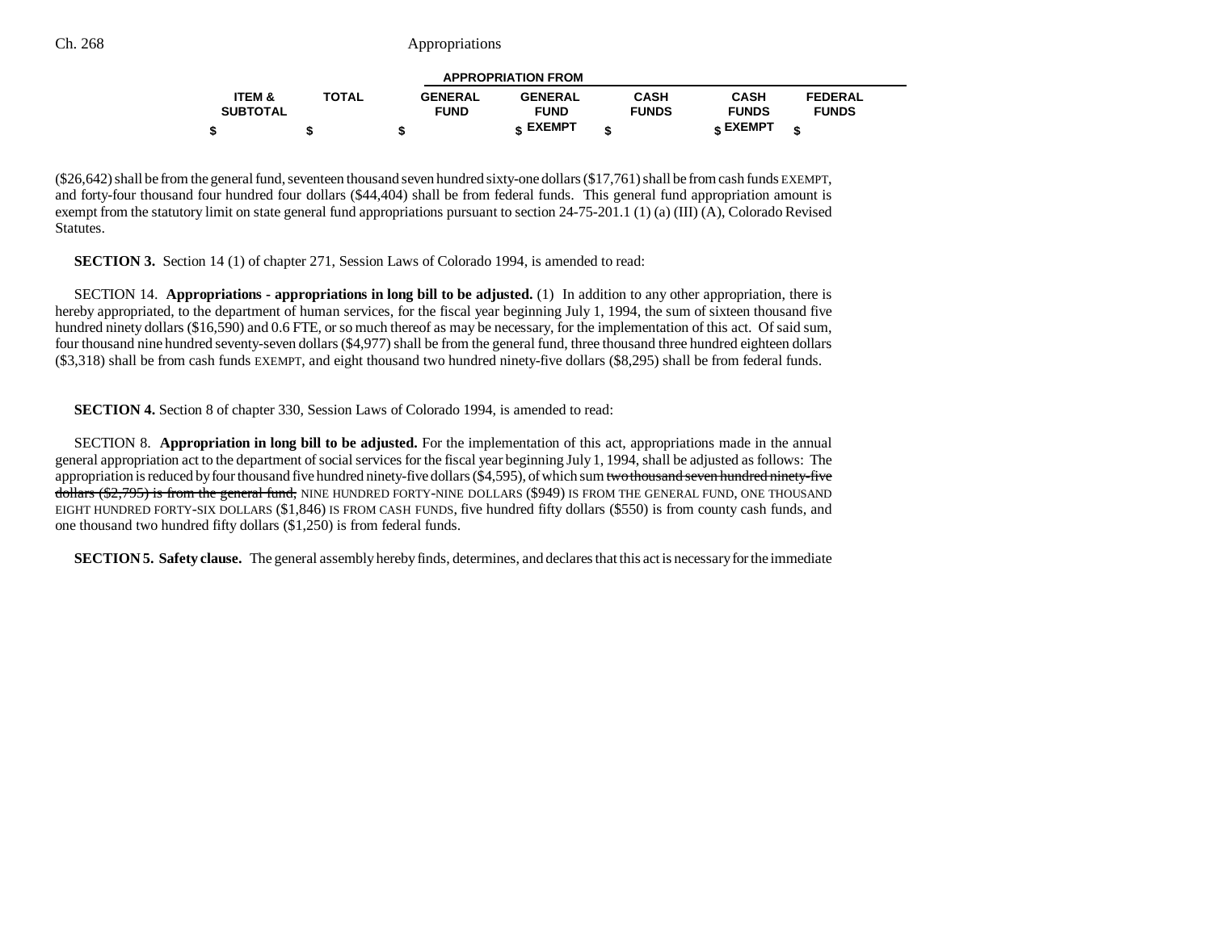| ITEM & SUBTOTAL | TOTAL | GENERAL FUND | GENERAL FUND EXEMPT | CASH FUNDS | CASH FUNDS EXEMPT | FEDERAL FUNDS |
|---|---|---|---|---|---|---|
| $ | $ | $ | $ | $ | $ | $ |

($26,642) shall be from the general fund, seventeen thousand seven hundred sixty-one dollars ($17,761) shall be from cash funds EXEMPT, and forty-four thousand four hundred four dollars ($44,404) shall be from federal funds. This general fund appropriation amount is exempt from the statutory limit on state general fund appropriations pursuant to section 24-75-201.1 (1) (a) (III) (A), Colorado Revised Statutes.

**SECTION 3.** Section 14 (1) of chapter 271, Session Laws of Colorado 1994, is amended to read:

SECTION 14. **Appropriations - appropriations in long bill to be adjusted.** (1) In addition to any other appropriation, there is hereby appropriated, to the department of human services, for the fiscal year beginning July 1, 1994, the sum of sixteen thousand five hundred ninety dollars ($16,590) and 0.6 FTE, or so much thereof as may be necessary, for the implementation of this act. Of said sum, four thousand nine hundred seventy-seven dollars ($4,977) shall be from the general fund, three thousand three hundred eighteen dollars ($3,318) shall be from cash funds EXEMPT, and eight thousand two hundred ninety-five dollars ($8,295) shall be from federal funds.

**SECTION 4.** Section 8 of chapter 330, Session Laws of Colorado 1994, is amended to read:

SECTION 8. **Appropriation in long bill to be adjusted.** For the implementation of this act, appropriations made in the annual general appropriation act to the department of social services for the fiscal year beginning July 1, 1994, shall be adjusted as follows: The appropriation is reduced by four thousand five hundred ninety-five dollars ($4,595), of which sum ~~two thousand seven hundred ninety-five dollars ($2,795) is from the general fund,~~ NINE HUNDRED FORTY-NINE DOLLARS ($949) IS FROM THE GENERAL FUND, ONE THOUSAND EIGHT HUNDRED FORTY-SIX DOLLARS ($1,846) IS FROM CASH FUNDS, five hundred fifty dollars ($550) is from county cash funds, and one thousand two hundred fifty dollars ($1,250) is from federal funds.

**SECTION 5. Safety clause.** The general assembly hereby finds, determines, and declares that this act is necessary for the immediate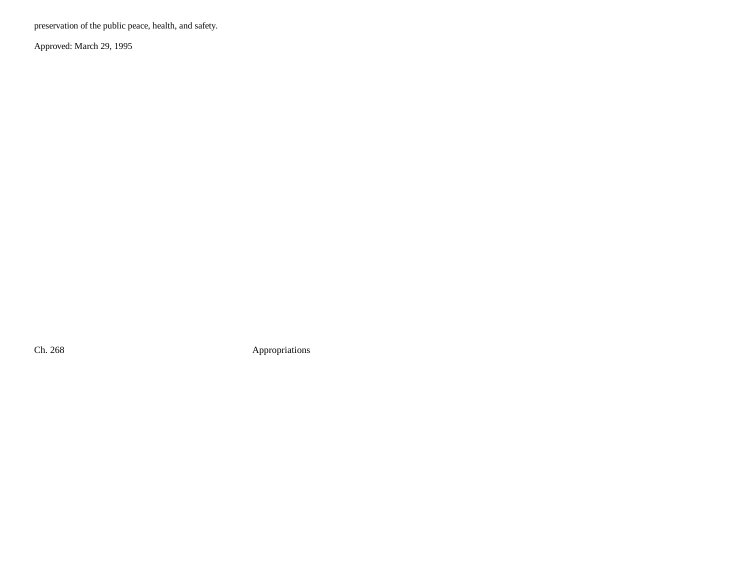preservation of the public peace, health, and safety.

Approved: March 29, 1995